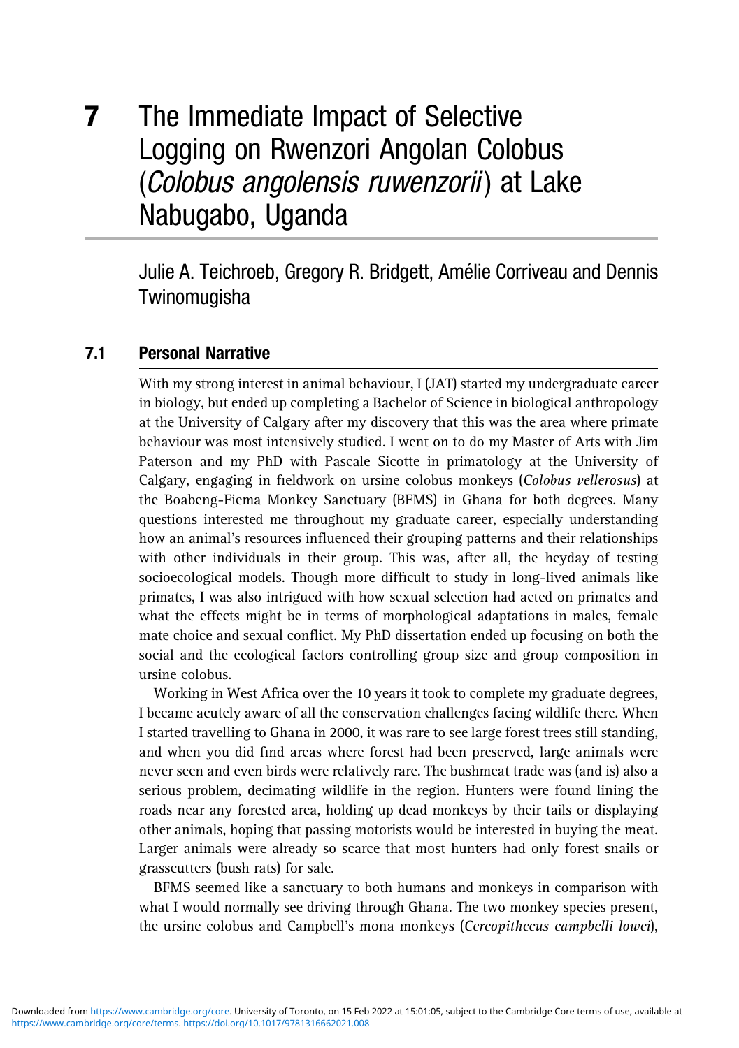# 7 The Immediate Impact of Selective Logging on Rwenzori Angolan Colobus (*Colobus angolensis ruwenzorii*) at Lake Nabugabo, Uganda

Julie A. Teichroeb, Gregory R. Bridgett, Amélie Corriveau and Dennis Twinomugisha

## 7.1 Personal Narrative

With my strong interest in animal behaviour, I (JAT) started my undergraduate career in biology, but ended up completing a Bachelor of Science in biological anthropology at the University of Calgary after my discovery that this was the area where primate behaviour was most intensively studied. I went on to do my Master of Arts with Jim Paterson and my PhD with Pascale Sicotte in primatology at the University of Calgary, engaging in fieldwork on ursine colobus monkeys (*Colobus vellerosus*) at the Boabeng-Fiema Monkey Sanctuary (BFMS) in Ghana for both degrees. Many questions interested me throughout my graduate career, especially understanding how an animal's resources influenced their grouping patterns and their relationships with other individuals in their group. This was, after all, the heyday of testing socioecological models. Though more difficult to study in long-lived animals like primates, I was also intrigued with how sexual selection had acted on primates and what the effects might be in terms of morphological adaptations in males, female mate choice and sexual conflict. My PhD dissertation ended up focusing on both the social and the ecological factors controlling group size and group composition in ursine colobus.

Working in West Africa over the 10 years it took to complete my graduate degrees, I became acutely aware of all the conservation challenges facing wildlife there. When I started travelling to Ghana in 2000, it was rare to see large forest trees still standing, and when you did find areas where forest had been preserved, large animals were never seen and even birds were relatively rare. The bushmeat trade was (and is) also a serious problem, decimating wildlife in the region. Hunters were found lining the roads near any forested area, holding up dead monkeys by their tails or displaying other animals, hoping that passing motorists would be interested in buying the meat. Larger animals were already so scarce that most hunters had only forest snails or grasscutters (bush rats) for sale.

BFMS seemed like a sanctuary to both humans and monkeys in comparison with what I would normally see driving through Ghana. The two monkey species present, the ursine colobus and Campbell's mona monkeys (*Cercopithecus campbelli lowei*),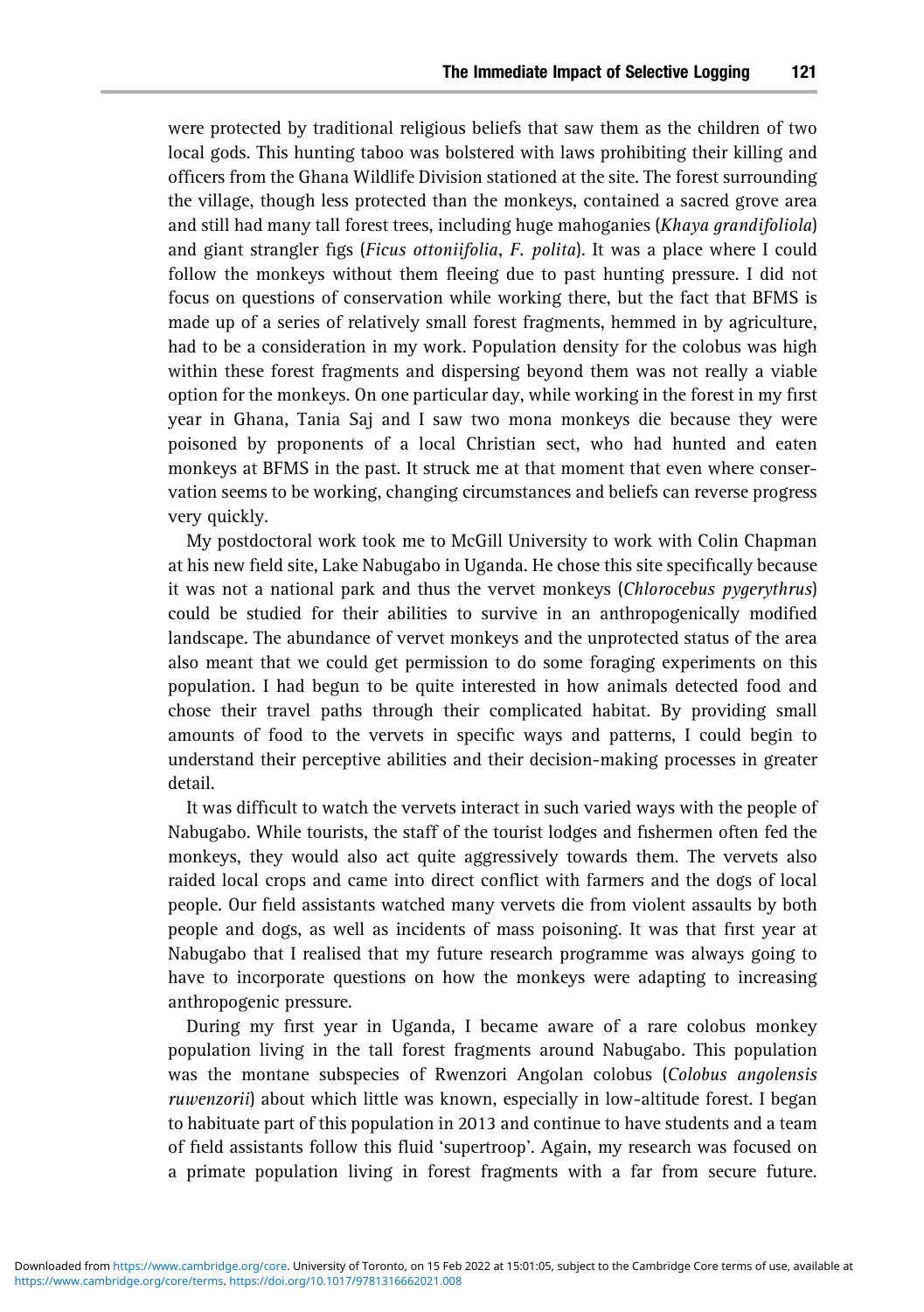were protected by traditional religious beliefs that saw them as the children of two local gods. This hunting taboo was bolstered with laws prohibiting their killing and officers from the Ghana Wildlife Division stationed at the site. The forest surrounding the village, though less protected than the monkeys, contained a sacred grove area and still had many tall forest trees, including huge mahoganies (*Khaya grandifoliola*) and giant strangler figs (*Ficus ottoniifolia*, *F. polita*). It was a place where I could follow the monkeys without them fleeing due to past hunting pressure. I did not focus on questions of conservation while working there, but the fact that BFMS is made up of a series of relatively small forest fragments, hemmed in by agriculture, had to be a consideration in my work. Population density for the colobus was high within these forest fragments and dispersing beyond them was not really a viable option for the monkeys. On one particular day, while working in the forest in my first year in Ghana, Tania Saj and I saw two mona monkeys die because they were poisoned by proponents of a local Christian sect, who had hunted and eaten monkeys at BFMS in the past. It struck me at that moment that even where conservation seems to be working, changing circumstances and beliefs can reverse progress very quickly.

My postdoctoral work took me to McGill University to work with Colin Chapman at his new field site, Lake Nabugabo in Uganda. He chose this site specifically because it was not a national park and thus the vervet monkeys (*Chlorocebus pygerythrus*) could be studied for their abilities to survive in an anthropogenically modified landscape. The abundance of vervet monkeys and the unprotected status of the area also meant that we could get permission to do some foraging experiments on this population. I had begun to be quite interested in how animals detected food and chose their travel paths through their complicated habitat. By providing small amounts of food to the vervets in specific ways and patterns, I could begin to understand their perceptive abilities and their decision-making processes in greater detail.

It was difficult to watch the vervets interact in such varied ways with the people of Nabugabo. While tourists, the staff of the tourist lodges and fishermen often fed the monkeys, they would also act quite aggressively towards them. The vervets also raided local crops and came into direct conflict with farmers and the dogs of local people. Our field assistants watched many vervets die from violent assaults by both people and dogs, as well as incidents of mass poisoning. It was that first year at Nabugabo that I realised that my future research programme was always going to have to incorporate questions on how the monkeys were adapting to increasing anthropogenic pressure.

During my first year in Uganda, I became aware of a rare colobus monkey population living in the tall forest fragments around Nabugabo. This population was the montane subspecies of Rwenzori Angolan colobus (*Colobus angolensis ruwenzorii*) about which little was known, especially in low-altitude forest. I began to habituate part of this population in 2013 and continue to have students and a team of field assistants follow this fluid 'supertroop'. Again, my research was focused on a primate population living in forest fragments with a far from secure future.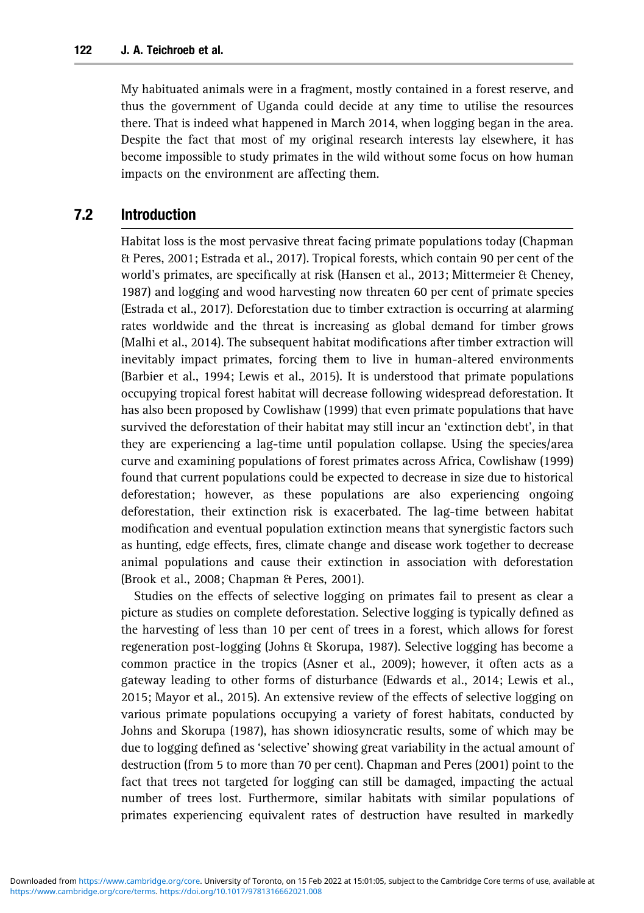My habituated animals were in a fragment, mostly contained in a forest reserve, and thus the government of Uganda could decide at any time to utilise the resources there. That is indeed what happened in March 2014, when logging began in the area. Despite the fact that most of my original research interests lay elsewhere, it has become impossible to study primates in the wild without some focus on how human impacts on the environment are affecting them.

## 7.2 Introduction

Habitat loss is the most pervasive threat facing primate populations today (Chapman & Peres, 2001; Estrada et al., 2017). Tropical forests, which contain 90 per cent of the world's primates, are specifically at risk (Hansen et al., 2013; Mittermeier & Cheney, 1987) and logging and wood harvesting now threaten 60 per cent of primate species (Estrada et al., 2017). Deforestation due to timber extraction is occurring at alarming rates worldwide and the threat is increasing as global demand for timber grows (Malhi et al., 2014). The subsequent habitat modifications after timber extraction will inevitably impact primates, forcing them to live in human-altered environments (Barbier et al., 1994; Lewis et al., 2015). It is understood that primate populations occupying tropical forest habitat will decrease following widespread deforestation. It has also been proposed by Cowlishaw (1999) that even primate populations that have survived the deforestation of their habitat may still incur an 'extinction debt', in that they are experiencing a lag-time until population collapse. Using the species/area curve and examining populations of forest primates across Africa, Cowlishaw (1999) found that current populations could be expected to decrease in size due to historical deforestation; however, as these populations are also experiencing ongoing deforestation, their extinction risk is exacerbated. The lag-time between habitat modification and eventual population extinction means that synergistic factors such as hunting, edge effects, fires, climate change and disease work together to decrease animal populations and cause their extinction in association with deforestation (Brook et al., 2008; Chapman & Peres, 2001).

Studies on the effects of selective logging on primates fail to present as clear a picture as studies on complete deforestation. Selective logging is typically defined as the harvesting of less than 10 per cent of trees in a forest, which allows for forest regeneration post-logging (Johns & Skorupa, 1987). Selective logging has become a common practice in the tropics (Asner et al., 2009); however, it often acts as a gateway leading to other forms of disturbance (Edwards et al., 2014; Lewis et al., 2015; Mayor et al., 2015). An extensive review of the effects of selective logging on various primate populations occupying a variety of forest habitats, conducted by Johns and Skorupa (1987), has shown idiosyncratic results, some of which may be due to logging defined as 'selective' showing great variability in the actual amount of destruction (from 5 to more than 70 per cent). Chapman and Peres (2001) point to the fact that trees not targeted for logging can still be damaged, impacting the actual number of trees lost. Furthermore, similar habitats with similar populations of primates experiencing equivalent rates of destruction have resulted in markedly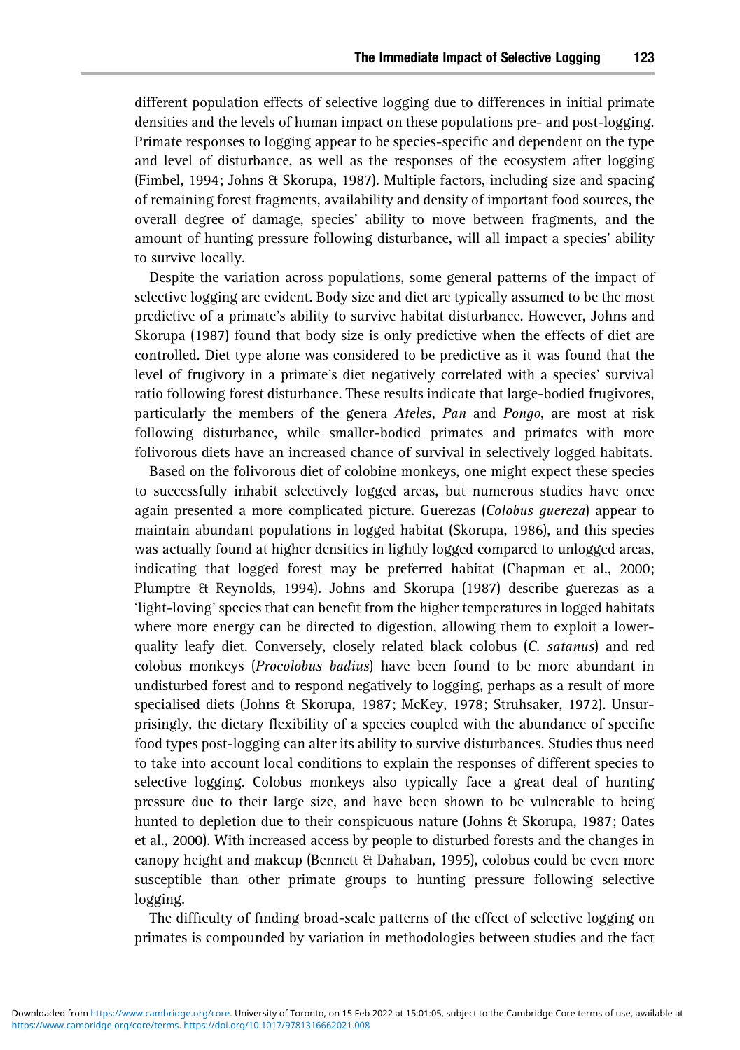different population effects of selective logging due to differences in initial primate densities and the levels of human impact on these populations pre- and post-logging. Primate responses to logging appear to be species-specific and dependent on the type and level of disturbance, as well as the responses of the ecosystem after logging (Fimbel, 1994; Johns & Skorupa, 1987). Multiple factors, including size and spacing of remaining forest fragments, availability and density of important food sources, the overall degree of damage, species' ability to move between fragments, and the amount of hunting pressure following disturbance, will all impact a species' ability to survive locally.

Despite the variation across populations, some general patterns of the impact of selective logging are evident. Body size and diet are typically assumed to be the most predictive of a primate's ability to survive habitat disturbance. However, Johns and Skorupa (1987) found that body size is only predictive when the effects of diet are controlled. Diet type alone was considered to be predictive as it was found that the level of frugivory in a primate's diet negatively correlated with a species' survival ratio following forest disturbance. These results indicate that large-bodied frugivores, particularly the members of the genera *Ateles*, *Pan* and *Pongo*, are most at risk following disturbance, while smaller-bodied primates and primates with more folivorous diets have an increased chance of survival in selectively logged habitats.

Based on the folivorous diet of colobine monkeys, one might expect these species to successfully inhabit selectively logged areas, but numerous studies have once again presented a more complicated picture. Guerezas (*Colobus guereza*) appear to maintain abundant populations in logged habitat (Skorupa, 1986), and this species was actually found at higher densities in lightly logged compared to unlogged areas, indicating that logged forest may be preferred habitat (Chapman et al., 2000; Plumptre & Reynolds, 1994). Johns and Skorupa (1987) describe guerezas as a 'light-loving' species that can benefit from the higher temperatures in logged habitats where more energy can be directed to digestion, allowing them to exploit a lower-quality leafy diet. Conversely, closely related black colobus (*C. satanus*) and red colobus monkeys (*Procolobus badius*) have been found to be more abundant in undisturbed forest and to respond negatively to logging, perhaps as a result of more specialised diets (Johns & Skorupa, 1987; McKey, 1978; Struhsaker, 1972). Unsurprisingly, the dietary flexibility of a species coupled with the abundance of specific food types post-logging can alter its ability to survive disturbances. Studies thus need to take into account local conditions to explain the responses of different species to selective logging. Colobus monkeys also typically face a great deal of hunting pressure due to their large size, and have been shown to be vulnerable to being hunted to depletion due to their conspicuous nature (Johns & Skorupa, 1987; Oates et al., 2000). With increased access by people to disturbed forests and the changes in canopy height and makeup (Bennett & Dahaban, 1995), colobus could be even more susceptible than other primate groups to hunting pressure following selective logging.

The difficulty of finding broad-scale patterns of the effect of selective logging on primates is compounded by variation in methodologies between studies and the fact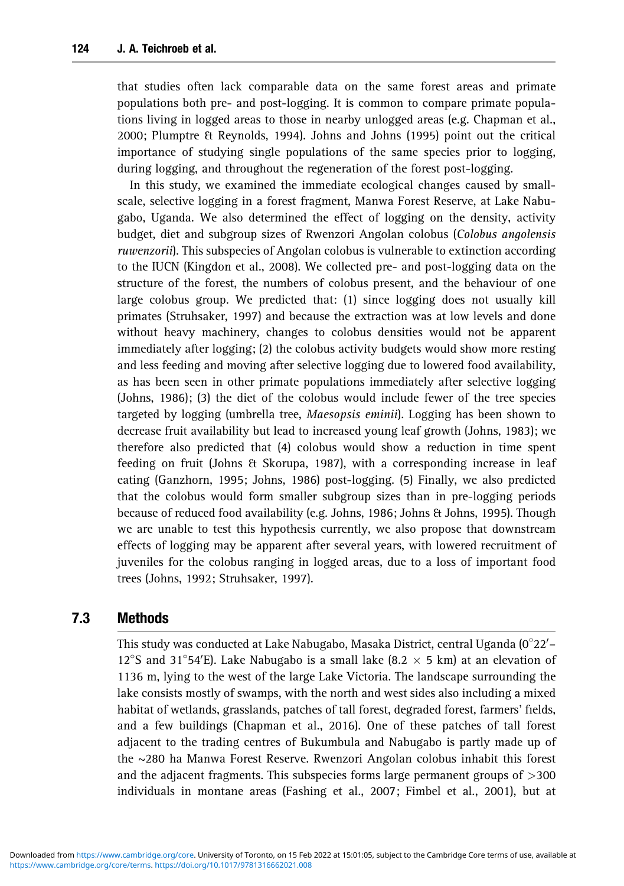that studies often lack comparable data on the same forest areas and primate populations both pre- and post-logging. It is common to compare primate populations living in logged areas to those in nearby unlogged areas (e.g. Chapman et al., 2000; Plumptre & Reynolds, 1994). Johns and Johns (1995) point out the critical importance of studying single populations of the same species prior to logging, during logging, and throughout the regeneration of the forest post-logging.

In this study, we examined the immediate ecological changes caused by small-scale, selective logging in a forest fragment, Manwa Forest Reserve, at Lake Nabugabo, Uganda. We also determined the effect of logging on the density, activity budget, diet and subgroup sizes of Rwenzori Angolan colobus (*Colobus angolensis ruwenzorii*). This subspecies of Angolan colobus is vulnerable to extinction according to the IUCN (Kingdon et al., 2008). We collected pre- and post-logging data on the structure of the forest, the numbers of colobus present, and the behaviour of one large colobus group. We predicted that: (1) since logging does not usually kill primates (Struhsaker, 1997) and because the extraction was at low levels and done without heavy machinery, changes to colobus densities would not be apparent immediately after logging; (2) the colobus activity budgets would show more resting and less feeding and moving after selective logging due to lowered food availability, as has been seen in other primate populations immediately after selective logging (Johns, 1986); (3) the diet of the colobus would include fewer of the tree species targeted by logging (umbrella tree, *Maesopsis eminii*). Logging has been shown to decrease fruit availability but lead to increased young leaf growth (Johns, 1983); we therefore also predicted that (4) colobus would show a reduction in time spent feeding on fruit (Johns & Skorupa, 1987), with a corresponding increase in leaf eating (Ganzhorn, 1995; Johns, 1986) post-logging. (5) Finally, we also predicted that the colobus would form smaller subgroup sizes than in pre-logging periods because of reduced food availability (e.g. Johns, 1986; Johns & Johns, 1995). Though we are unable to test this hypothesis currently, we also propose that downstream effects of logging may be apparent after several years, with lowered recruitment of juveniles for the colobus ranging in logged areas, due to a loss of important food trees (Johns, 1992; Struhsaker, 1997).

## 7.3 Methods

This study was conducted at Lake Nabugabo, Masaka District, central Uganda (0°22′–12°S and 31°54′E). Lake Nabugabo is a small lake (8.2 × 5 km) at an elevation of 1136 m, lying to the west of the large Lake Victoria. The landscape surrounding the lake consists mostly of swamps, with the north and west sides also including a mixed habitat of wetlands, grasslands, patches of tall forest, degraded forest, farmers' fields, and a few buildings (Chapman et al., 2016). One of these patches of tall forest adjacent to the trading centres of Bukumbula and Nabugabo is partly made up of the ~280 ha Manwa Forest Reserve. Rwenzori Angolan colobus inhabit this forest and the adjacent fragments. This subspecies forms large permanent groups of >300 individuals in montane areas (Fashing et al., 2007; Fimbel et al., 2001), but at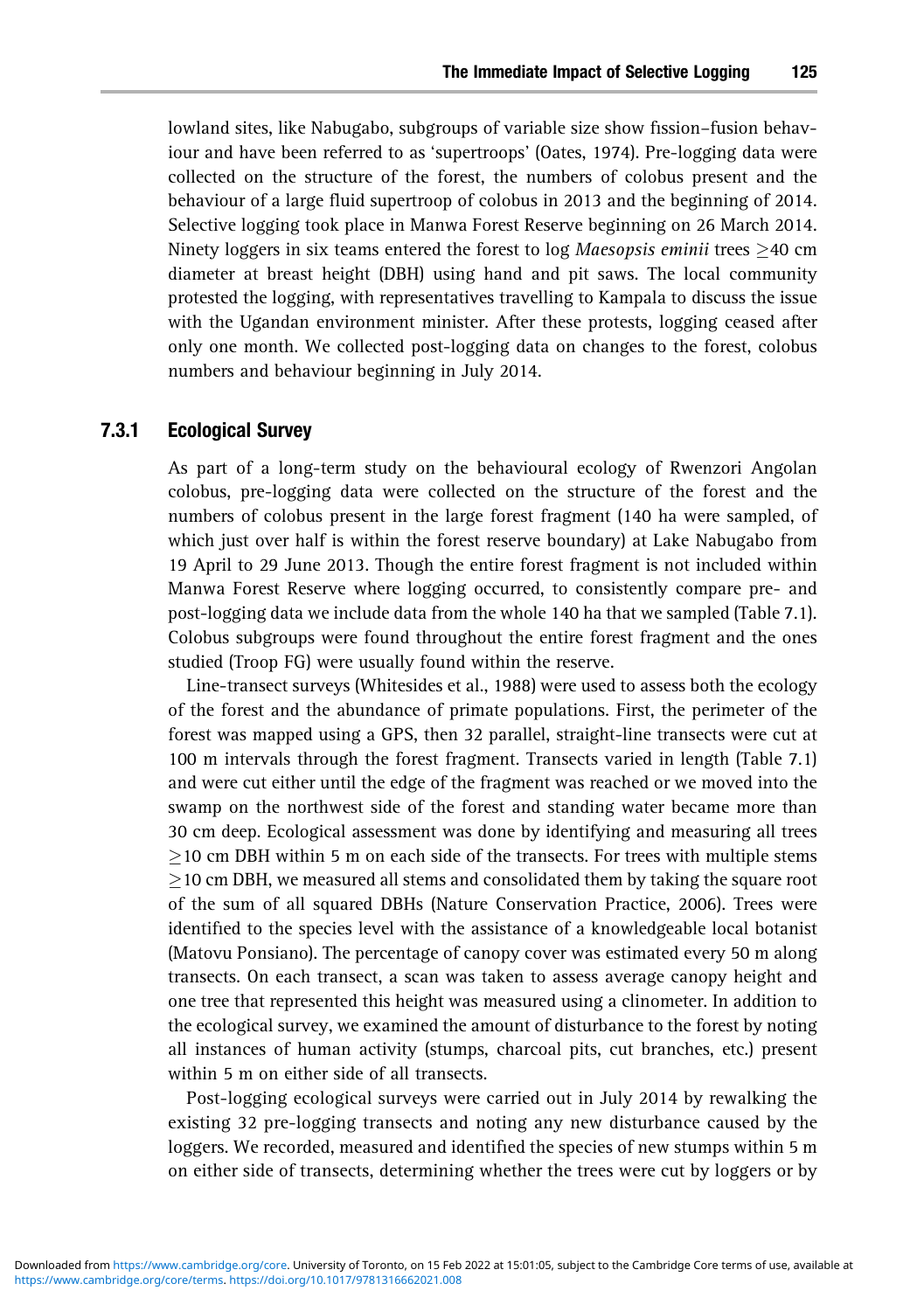lowland sites, like Nabugabo, subgroups of variable size show fission–fusion behaviour and have been referred to as 'supertroops' (Oates, 1974). Pre-logging data were collected on the structure of the forest, the numbers of colobus present and the behaviour of a large fluid supertroop of colobus in 2013 and the beginning of 2014. Selective logging took place in Manwa Forest Reserve beginning on 26 March 2014. Ninety loggers in six teams entered the forest to log *Maesopsis eminii* trees $\geq$40 cm diameter at breast height (DBH) using hand and pit saws. The local community protested the logging, with representatives travelling to Kampala to discuss the issue with the Ugandan environment minister. After these protests, logging ceased after only one month. We collected post-logging data on changes to the forest, colobus numbers and behaviour beginning in July 2014.

### 7.3.1 Ecological Survey

As part of a long-term study on the behavioural ecology of Rwenzori Angolan colobus, pre-logging data were collected on the structure of the forest and the numbers of colobus present in the large forest fragment (140 ha were sampled, of which just over half is within the forest reserve boundary) at Lake Nabugabo from 19 April to 29 June 2013. Though the entire forest fragment is not included within Manwa Forest Reserve where logging occurred, to consistently compare pre- and post-logging data we include data from the whole 140 ha that we sampled (Table 7.1). Colobus subgroups were found throughout the entire forest fragment and the ones studied (Troop FG) were usually found within the reserve.

Line-transect surveys (Whitesides et al., 1988) were used to assess both the ecology of the forest and the abundance of primate populations. First, the perimeter of the forest was mapped using a GPS, then 32 parallel, straight-line transects were cut at 100 m intervals through the forest fragment. Transects varied in length (Table 7.1) and were cut either until the edge of the fragment was reached or we moved into the swamp on the northwest side of the forest and standing water became more than 30 cm deep. Ecological assessment was done by identifying and measuring all trees $\geq$10 cm DBH within 5 m on each side of the transects. For trees with multiple stems $\geq$10 cm DBH, we measured all stems and consolidated them by taking the square root of the sum of all squared DBHs (Nature Conservation Practice, 2006). Trees were identified to the species level with the assistance of a knowledgeable local botanist (Matovu Ponsiano). The percentage of canopy cover was estimated every 50 m along transects. On each transect, a scan was taken to assess average canopy height and one tree that represented this height was measured using a clinometer. In addition to the ecological survey, we examined the amount of disturbance to the forest by noting all instances of human activity (stumps, charcoal pits, cut branches, etc.) present within 5 m on either side of all transects.

Post-logging ecological surveys were carried out in July 2014 by rewalking the existing 32 pre-logging transects and noting any new disturbance caused by the loggers. We recorded, measured and identified the species of new stumps within 5 m on either side of transects, determining whether the trees were cut by loggers or by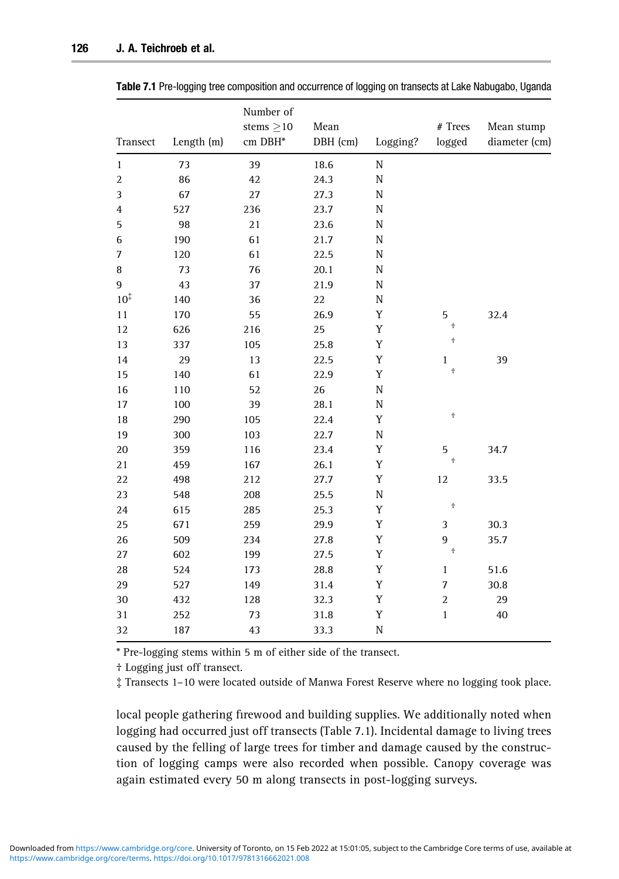**Table 7.1** Pre-logging tree composition and occurrence of logging on transects at Lake Nabugabo, Uganda

| Transect | Length (m) | Number of stems ≥10 cm DBH* | Mean DBH (cm) | Logging? | # Trees logged | Mean stump diameter (cm) |
|---|---|---|---|---|---|---|
| 1 | 73 | 39 | 18.6 | N | | |
| 2 | 86 | 42 | 24.3 | N | | |
| 3 | 67 | 27 | 27.3 | N | | |
| 4 | 527 | 236 | 23.7 | N | | |
| 5 | 98 | 21 | 23.6 | N | | |
| 6 | 190 | 61 | 21.7 | N | | |
| 7 | 120 | 61 | 22.5 | N | | |
| 8 | 73 | 76 | 20.1 | N | | |
| 9 | 43 | 37 | 21.9 | N | | |
| 10‡ | 140 | 36 | 22 | N | | |
| 11 | 170 | 55 | 26.9 | Y | 5 | 32.4 |
| 12 | 626 | 216 | 25 | Y | † | |
| 13 | 337 | 105 | 25.8 | Y | † | |
| 14 | 29 | 13 | 22.5 | Y | 1 | 39 |
| 15 | 140 | 61 | 22.9 | Y | † | |
| 16 | 110 | 52 | 26 | N | | |
| 17 | 100 | 39 | 28.1 | N | | |
| 18 | 290 | 105 | 22.4 | Y | † | |
| 19 | 300 | 103 | 22.7 | N | | |
| 20 | 359 | 116 | 23.4 | Y | 5 | 34.7 |
| 21 | 459 | 167 | 26.1 | Y | † | |
| 22 | 498 | 212 | 27.7 | Y | 12 | 33.5 |
| 23 | 548 | 208 | 25.5 | N | | |
| 24 | 615 | 285 | 25.3 | Y | † | |
| 25 | 671 | 259 | 29.9 | Y | 3 | 30.3 |
| 26 | 509 | 234 | 27.8 | Y | 9 | 35.7 |
| 27 | 602 | 199 | 27.5 | Y | † | |
| 28 | 524 | 173 | 28.8 | Y | 1 | 51.6 |
| 29 | 527 | 149 | 31.4 | Y | 7 | 30.8 |
| 30 | 432 | 128 | 32.3 | Y | 2 | 29 |
| 31 | 252 | 73 | 31.8 | Y | 1 | 40 |
| 32 | 187 | 43 | 33.3 | N | | |

\* Pre-logging stems within 5 m of either side of the transect.
† Logging just off transect.
‡ Transects 1–10 were located outside of Manwa Forest Reserve where no logging took place.

local people gathering firewood and building supplies. We additionally noted when logging had occurred just off transects (Table 7.1). Incidental damage to living trees caused by the felling of large trees for timber and damage caused by the construction of logging camps were also recorded when possible. Canopy coverage was again estimated every 50 m along transects in post-logging surveys.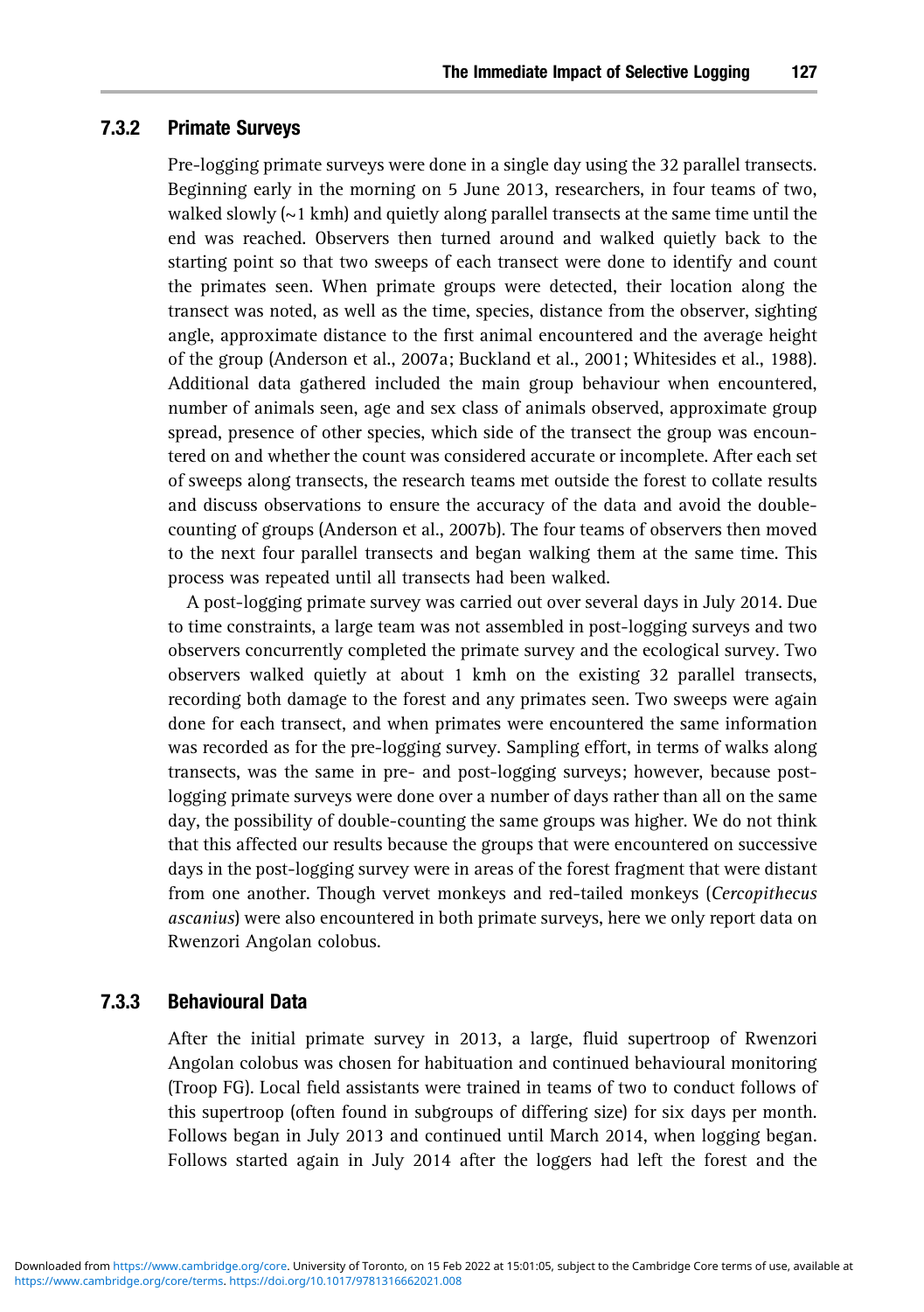### 7.3.2 Primate Surveys

Pre-logging primate surveys were done in a single day using the 32 parallel transects. Beginning early in the morning on 5 June 2013, researchers, in four teams of two, walked slowly (~1 kmh) and quietly along parallel transects at the same time until the end was reached. Observers then turned around and walked quietly back to the starting point so that two sweeps of each transect were done to identify and count the primates seen. When primate groups were detected, their location along the transect was noted, as well as the time, species, distance from the observer, sighting angle, approximate distance to the first animal encountered and the average height of the group (Anderson et al., 2007a; Buckland et al., 2001; Whitesides et al., 1988). Additional data gathered included the main group behaviour when encountered, number of animals seen, age and sex class of animals observed, approximate group spread, presence of other species, which side of the transect the group was encountered on and whether the count was considered accurate or incomplete. After each set of sweeps along transects, the research teams met outside the forest to collate results and discuss observations to ensure the accuracy of the data and avoid the double-counting of groups (Anderson et al., 2007b). The four teams of observers then moved to the next four parallel transects and began walking them at the same time. This process was repeated until all transects had been walked.

A post-logging primate survey was carried out over several days in July 2014. Due to time constraints, a large team was not assembled in post-logging surveys and two observers concurrently completed the primate survey and the ecological survey. Two observers walked quietly at about 1 kmh on the existing 32 parallel transects, recording both damage to the forest and any primates seen. Two sweeps were again done for each transect, and when primates were encountered the same information was recorded as for the pre-logging survey. Sampling effort, in terms of walks along transects, was the same in pre- and post-logging surveys; however, because post-logging primate surveys were done over a number of days rather than all on the same day, the possibility of double-counting the same groups was higher. We do not think that this affected our results because the groups that were encountered on successive days in the post-logging survey were in areas of the forest fragment that were distant from one another. Though vervet monkeys and red-tailed monkeys (*Cercopithecus ascanius*) were also encountered in both primate surveys, here we only report data on Rwenzori Angolan colobus.

### 7.3.3 Behavioural Data

After the initial primate survey in 2013, a large, fluid supertroop of Rwenzori Angolan colobus was chosen for habituation and continued behavioural monitoring (Troop FG). Local field assistants were trained in teams of two to conduct follows of this supertroop (often found in subgroups of differing size) for six days per month. Follows began in July 2013 and continued until March 2014, when logging began. Follows started again in July 2014 after the loggers had left the forest and the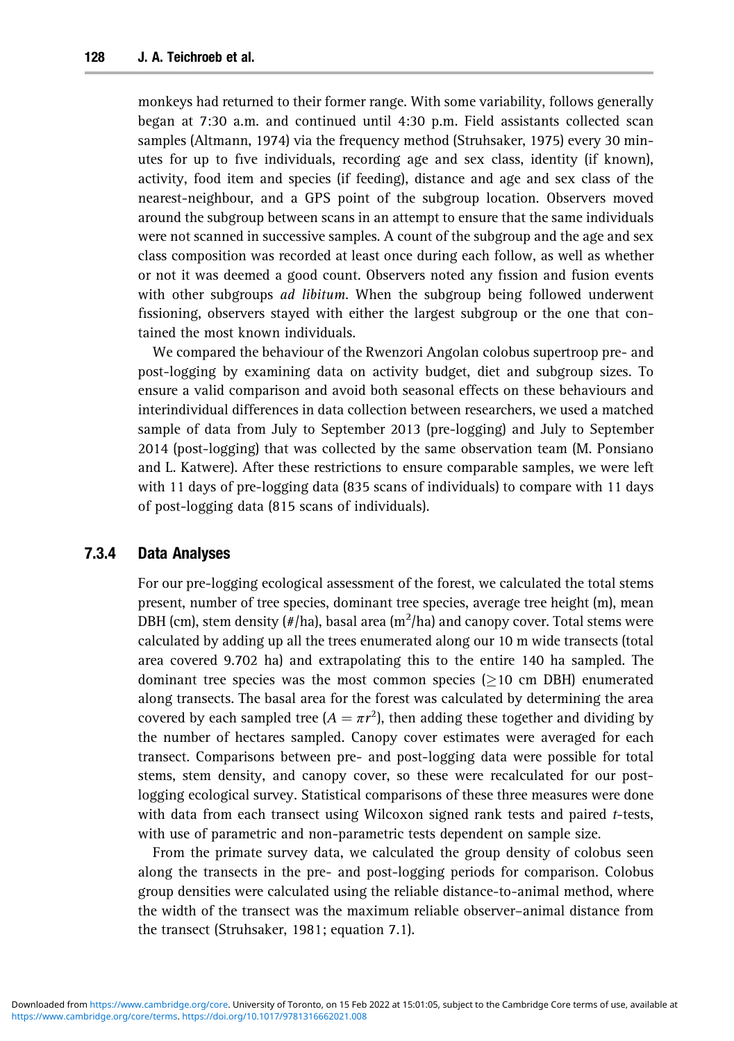monkeys had returned to their former range. With some variability, follows generally began at 7:30 a.m. and continued until 4:30 p.m. Field assistants collected scan samples (Altmann, 1974) via the frequency method (Struhsaker, 1975) every 30 minutes for up to five individuals, recording age and sex class, identity (if known), activity, food item and species (if feeding), distance and age and sex class of the nearest-neighbour, and a GPS point of the subgroup location. Observers moved around the subgroup between scans in an attempt to ensure that the same individuals were not scanned in successive samples. A count of the subgroup and the age and sex class composition was recorded at least once during each follow, as well as whether or not it was deemed a good count. Observers noted any fission and fusion events with other subgroups *ad libitum*. When the subgroup being followed underwent fissioning, observers stayed with either the largest subgroup or the one that contained the most known individuals.

We compared the behaviour of the Rwenzori Angolan colobus supertroop pre- and post-logging by examining data on activity budget, diet and subgroup sizes. To ensure a valid comparison and avoid both seasonal effects on these behaviours and interindividual differences in data collection between researchers, we used a matched sample of data from July to September 2013 (pre-logging) and July to September 2014 (post-logging) that was collected by the same observation team (M. Ponsiano and L. Katwere). After these restrictions to ensure comparable samples, we were left with 11 days of pre-logging data (835 scans of individuals) to compare with 11 days of post-logging data (815 scans of individuals).

### 7.3.4 Data Analyses

For our pre-logging ecological assessment of the forest, we calculated the total stems present, number of tree species, dominant tree species, average tree height (m), mean DBH (cm), stem density (#/ha), basal area ($m^2$/ha) and canopy cover. Total stems were calculated by adding up all the trees enumerated along our 10 m wide transects (total area covered 9.702 ha) and extrapolating this to the entire 140 ha sampled. The dominant tree species was the most common species ($\geq$10 cm DBH) enumerated along transects. The basal area for the forest was calculated by determining the area covered by each sampled tree ($A = \pi r^2$), then adding these together and dividing by the number of hectares sampled. Canopy cover estimates were averaged for each transect. Comparisons between pre- and post-logging data were possible for total stems, stem density, and canopy cover, so these were recalculated for our post-logging ecological survey. Statistical comparisons of these three measures were done with data from each transect using Wilcoxon signed rank tests and paired $t$-tests, with use of parametric and non-parametric tests dependent on sample size.

From the primate survey data, we calculated the group density of colobus seen along the transects in the pre- and post-logging periods for comparison. Colobus group densities were calculated using the reliable distance-to-animal method, where the width of the transect was the maximum reliable observer–animal distance from the transect (Struhsaker, 1981; equation 7.1).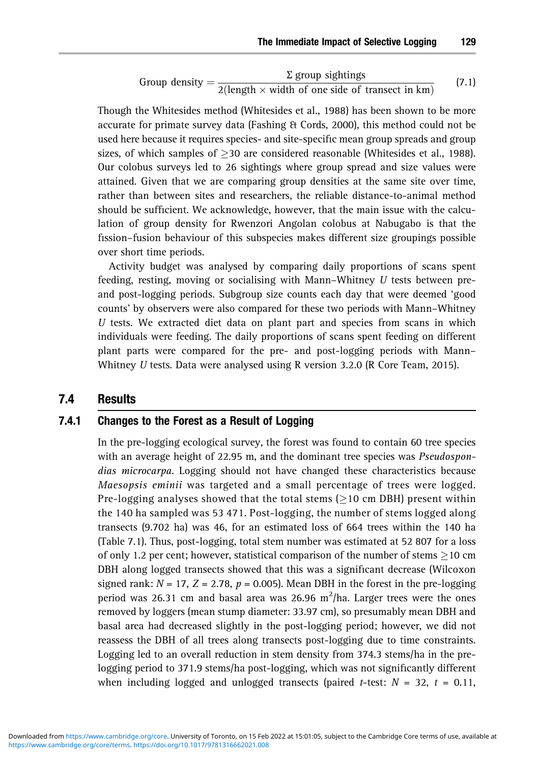$$\text{Group density} = \frac{\Sigma \text{ group sightings}}{2(\text{length} \times \text{width of one side of transect in km})} \tag{7.1}$$

Though the Whitesides method (Whitesides et al., 1988) has been shown to be more accurate for primate survey data (Fashing & Cords, 2000), this method could not be used here because it requires species- and site-specific mean group spreads and group sizes, of which samples of $\geq 30$ are considered reasonable (Whitesides et al., 1988). Our colobus surveys led to 26 sightings where group spread and size values were attained. Given that we are comparing group densities at the same site over time, rather than between sites and researchers, the reliable distance-to-animal method should be sufficient. We acknowledge, however, that the main issue with the calculation of group density for Rwenzori Angolan colobus at Nabugabo is that the fission–fusion behaviour of this subspecies makes different size groupings possible over short time periods.

Activity budget was analysed by comparing daily proportions of scans spent feeding, resting, moving or socialising with Mann–Whitney *U* tests between pre- and post-logging periods. Subgroup size counts each day that were deemed 'good counts' by observers were also compared for these two periods with Mann–Whitney *U* tests. We extracted diet data on plant part and species from scans in which individuals were feeding. The daily proportions of scans spent feeding on different plant parts were compared for the pre- and post-logging periods with Mann–Whitney *U* tests. Data were analysed using R version 3.2.0 (R Core Team, 2015).

## 7.4 Results

### 7.4.1 Changes to the Forest as a Result of Logging

In the pre-logging ecological survey, the forest was found to contain 60 tree species with an average height of 22.95 m, and the dominant tree species was *Pseudospondias microcarpa*. Logging should not have changed these characteristics because *Maesopsis eminii* was targeted and a small percentage of trees were logged. Pre-logging analyses showed that the total stems ($\geq$10 cm DBH) present within the 140 ha sampled was 53 471. Post-logging, the number of stems logged along transects (9.702 ha) was 46, for an estimated loss of 664 trees within the 140 ha (Table 7.1). Thus, post-logging, total stem number was estimated at 52 807 for a loss of only 1.2 per cent; however, statistical comparison of the number of stems $\geq$10 cm DBH along logged transects showed that this was a significant decrease (Wilcoxon signed rank: $N = 17$, $Z = 2.78$, $p = 0.005$). Mean DBH in the forest in the pre-logging period was 26.31 cm and basal area was 26.96 m$^2$/ha. Larger trees were the ones removed by loggers (mean stump diameter: 33.97 cm), so presumably mean DBH and basal area had decreased slightly in the post-logging period; however, we did not reassess the DBH of all trees along transects post-logging due to time constraints. Logging led to an overall reduction in stem density from 374.3 stems/ha in the pre-logging period to 371.9 stems/ha post-logging, which was not significantly different when including logged and unlogged transects (paired *t*-test: $N = 32$, $t = 0.11$,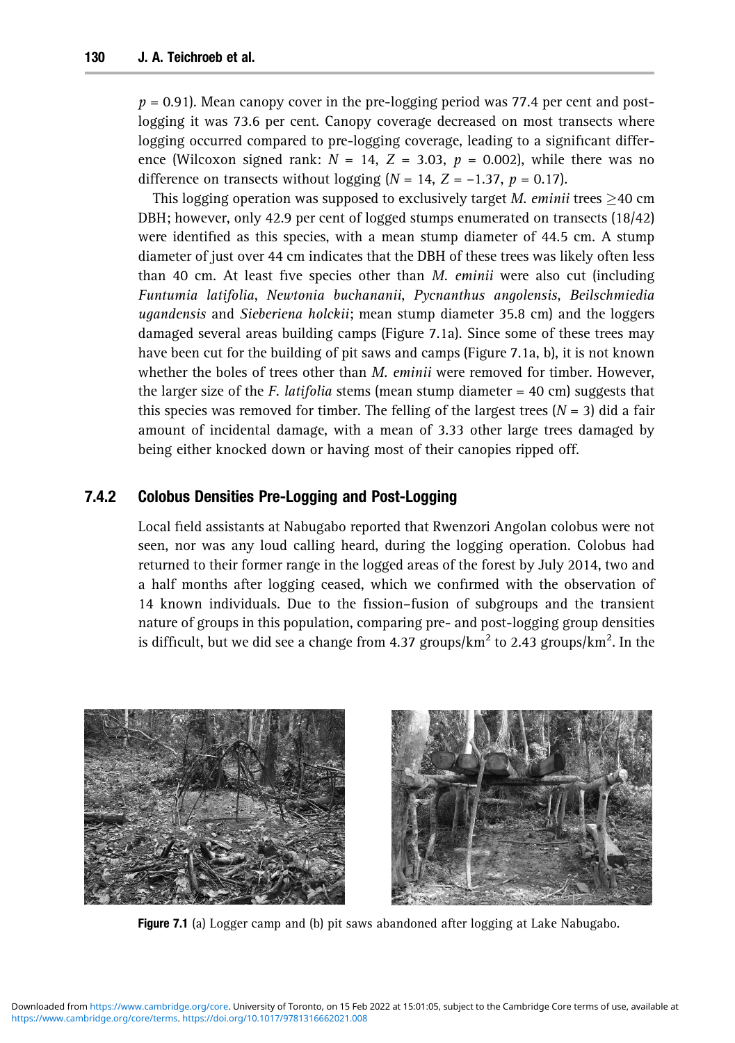$p$ = 0.91). Mean canopy cover in the pre-logging period was 77.4 per cent and post-logging it was 73.6 per cent. Canopy coverage decreased on most transects where logging occurred compared to pre-logging coverage, leading to a significant difference (Wilcoxon signed rank: $N$ = 14, $Z$ = 3.03, $p$ = 0.002), while there was no difference on transects without logging ($N$ = 14, $Z$ = –1.37, $p$ = 0.17).

This logging operation was supposed to exclusively target *M. eminii* trees ≥40 cm DBH; however, only 42.9 per cent of logged stumps enumerated on transects (18/42) were identified as this species, with a mean stump diameter of 44.5 cm. A stump diameter of just over 44 cm indicates that the DBH of these trees was likely often less than 40 cm. At least five species other than *M. eminii* were also cut (including *Funtumia latifolia*, *Newtonia buchananii*, *Pycnanthus angolensis*, *Beilschmiedia ugandensis* and *Sieberiena holckii*; mean stump diameter 35.8 cm) and the loggers damaged several areas building camps (Figure 7.1a). Since some of these trees may have been cut for the building of pit saws and camps (Figure 7.1a, b), it is not known whether the boles of trees other than *M. eminii* were removed for timber. However, the larger size of the *F. latifolia* stems (mean stump diameter = 40 cm) suggests that this species was removed for timber. The felling of the largest trees ($N$ = 3) did a fair amount of incidental damage, with a mean of 3.33 other large trees damaged by being either knocked down or having most of their canopies ripped off.

### 7.4.2 Colobus Densities Pre-Logging and Post-Logging

Local field assistants at Nabugabo reported that Rwenzori Angolan colobus were not seen, nor was any loud calling heard, during the logging operation. Colobus had returned to their former range in the logged areas of the forest by July 2014, two and a half months after logging ceased, which we confirmed with the observation of 14 known individuals. Due to the fission–fusion of subgroups and the transient nature of groups in this population, comparing pre- and post-logging group densities is difficult, but we did see a change from 4.37 groups/km$^2$ to 2.43 groups/km$^2$. In the

**Figure 7.1** (a) Logger camp and (b) pit saws abandoned after logging at Lake Nabugabo.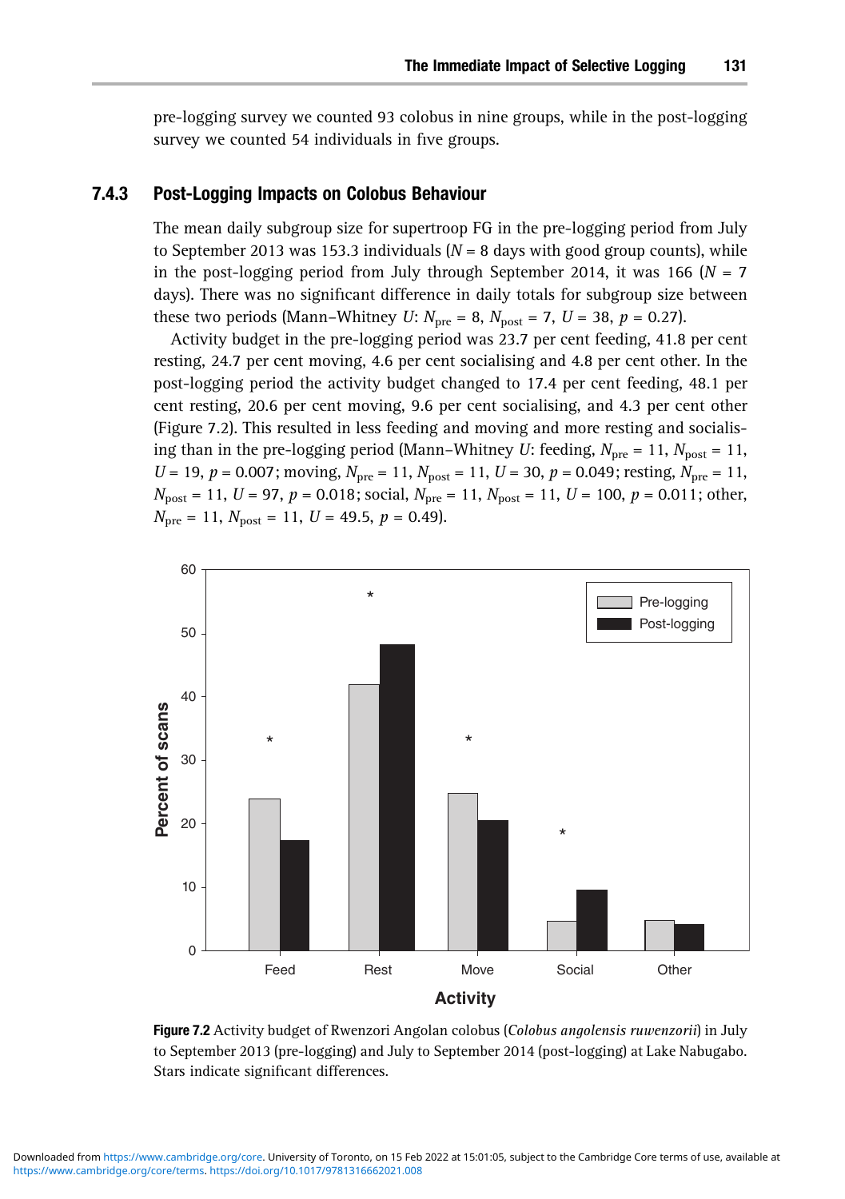pre-logging survey we counted 93 colobus in nine groups, while in the post-logging survey we counted 54 individuals in five groups.

### 7.4.3 Post-Logging Impacts on Colobus Behaviour

The mean daily subgroup size for supertroop FG in the pre-logging period from July to September 2013 was 153.3 individuals ($N = 8$ days with good group counts), while in the post-logging period from July through September 2014, it was 166 ($N = 7$ days). There was no significant difference in daily totals for subgroup size between these two periods (Mann–Whitney $U$: $N_{pre} = 8$, $N_{post} = 7$, $U = 38$, $p = 0.27$).

Activity budget in the pre-logging period was 23.7 per cent feeding, 41.8 per cent resting, 24.7 per cent moving, 4.6 per cent socialising and 4.8 per cent other. In the post-logging period the activity budget changed to 17.4 per cent feeding, 48.1 per cent resting, 20.6 per cent moving, 9.6 per cent socialising, and 4.3 per cent other (Figure 7.2). This resulted in less feeding and moving and more resting and socialising than in the pre-logging period (Mann–Whitney $U$: feeding, $N_{pre} = 11$, $N_{post} = 11$, $U = 19$, $p = 0.007$; moving, $N_{pre} = 11$, $N_{post} = 11$, $U = 30$, $p = 0.049$; resting, $N_{pre} = 11$, $N_{post} = 11$, $U = 97$, $p = 0.018$; social, $N_{pre} = 11$, $N_{post} = 11$, $U = 100$, $p = 0.011$; other, $N_{pre} = 11$, $N_{post} = 11$, $U = 49.5$, $p = 0.49$).

**Figure 7.2** Activity budget of Rwenzori Angolan colobus (*Colobus angolensis ruwenzorii*) in July to September 2013 (pre-logging) and July to September 2014 (post-logging) at Lake Nabugabo. Stars indicate significant differences.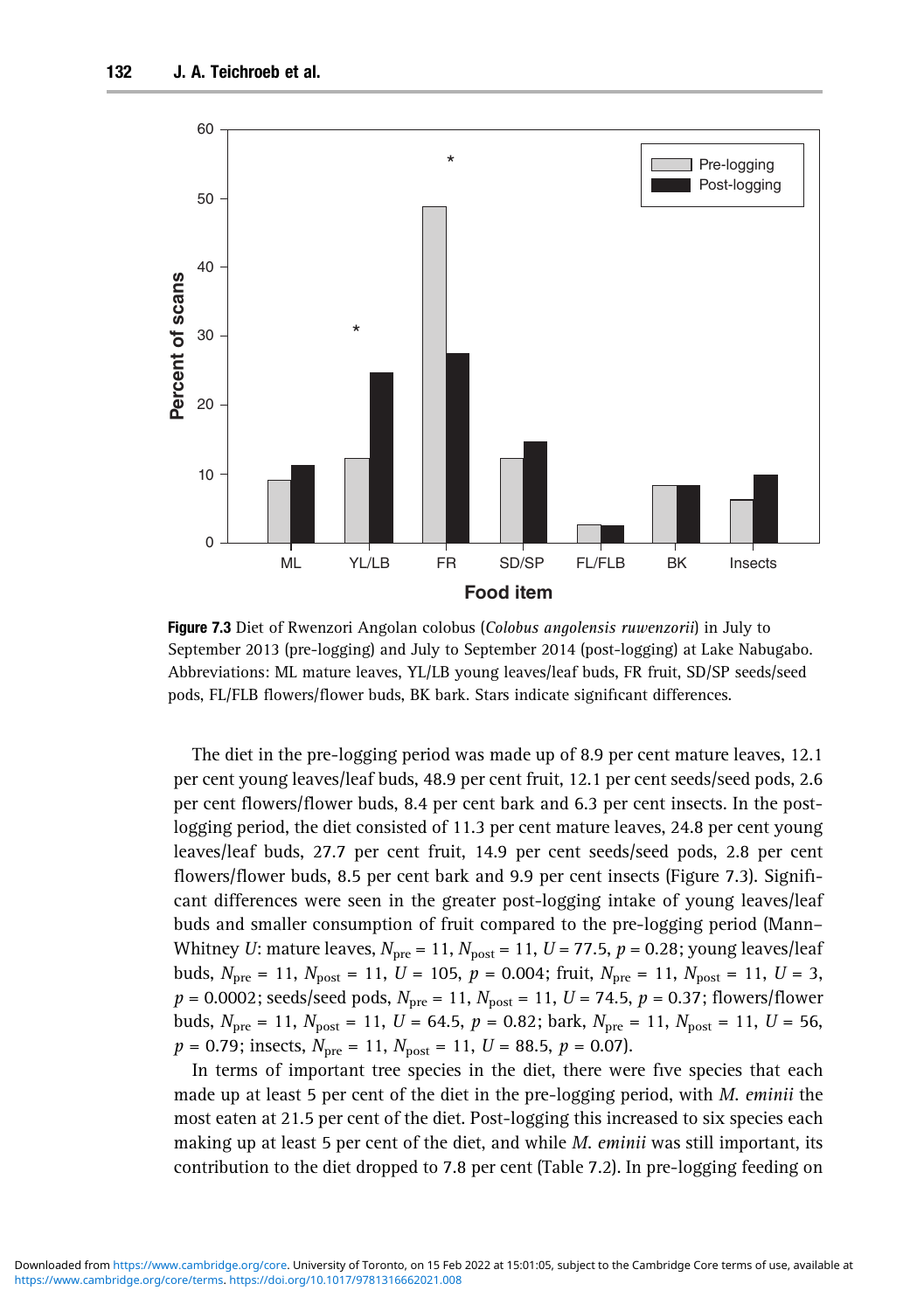Figure 7.3 Diet of Rwenzori Angolan colobus (*Colobus angolensis ruwenzorii*) in July to September 2013 (pre-logging) and July to September 2014 (post-logging) at Lake Nabugabo. Abbreviations: ML mature leaves, YL/LB young leaves/leaf buds, FR fruit, SD/SP seeds/seed pods, FL/FLB flowers/flower buds, BK bark. Stars indicate significant differences.

The diet in the pre-logging period was made up of 8.9 per cent mature leaves, 12.1 per cent young leaves/leaf buds, 48.9 per cent fruit, 12.1 per cent seeds/seed pods, 2.6 per cent flowers/flower buds, 8.4 per cent bark and 6.3 per cent insects. In the post-logging period, the diet consisted of 11.3 per cent mature leaves, 24.8 per cent young leaves/leaf buds, 27.7 per cent fruit, 14.9 per cent seeds/seed pods, 2.8 per cent flowers/flower buds, 8.5 per cent bark and 9.9 per cent insects (Figure 7.3). Significant differences were seen in the greater post-logging intake of young leaves/leaf buds and smaller consumption of fruit compared to the pre-logging period (Mann–Whitney $U$: mature leaves, $N_{pre} = 11$, $N_{post} = 11$, $U = 77.5$, $p = 0.28$; young leaves/leaf buds, $N_{pre} = 11$, $N_{post} = 11$, $U = 105$, $p = 0.004$; fruit, $N_{pre} = 11$, $N_{post} = 11$, $U = 3$, $p = 0.0002$; seeds/seed pods, $N_{pre} = 11$, $N_{post} = 11$, $U = 74.5$, $p = 0.37$; flowers/flower buds, $N_{pre} = 11$, $N_{post} = 11$, $U = 64.5$, $p = 0.82$; bark, $N_{pre} = 11$, $N_{post} = 11$, $U = 56$, $p = 0.79$; insects, $N_{pre} = 11$, $N_{post} = 11$, $U = 88.5$, $p = 0.07$).

In terms of important tree species in the diet, there were five species that each made up at least 5 per cent of the diet in the pre-logging period, with *M. eminii* the most eaten at 21.5 per cent of the diet. Post-logging this increased to six species each making up at least 5 per cent of the diet, and while *M. eminii* was still important, its contribution to the diet dropped to 7.8 per cent (Table 7.2). In pre-logging feeding on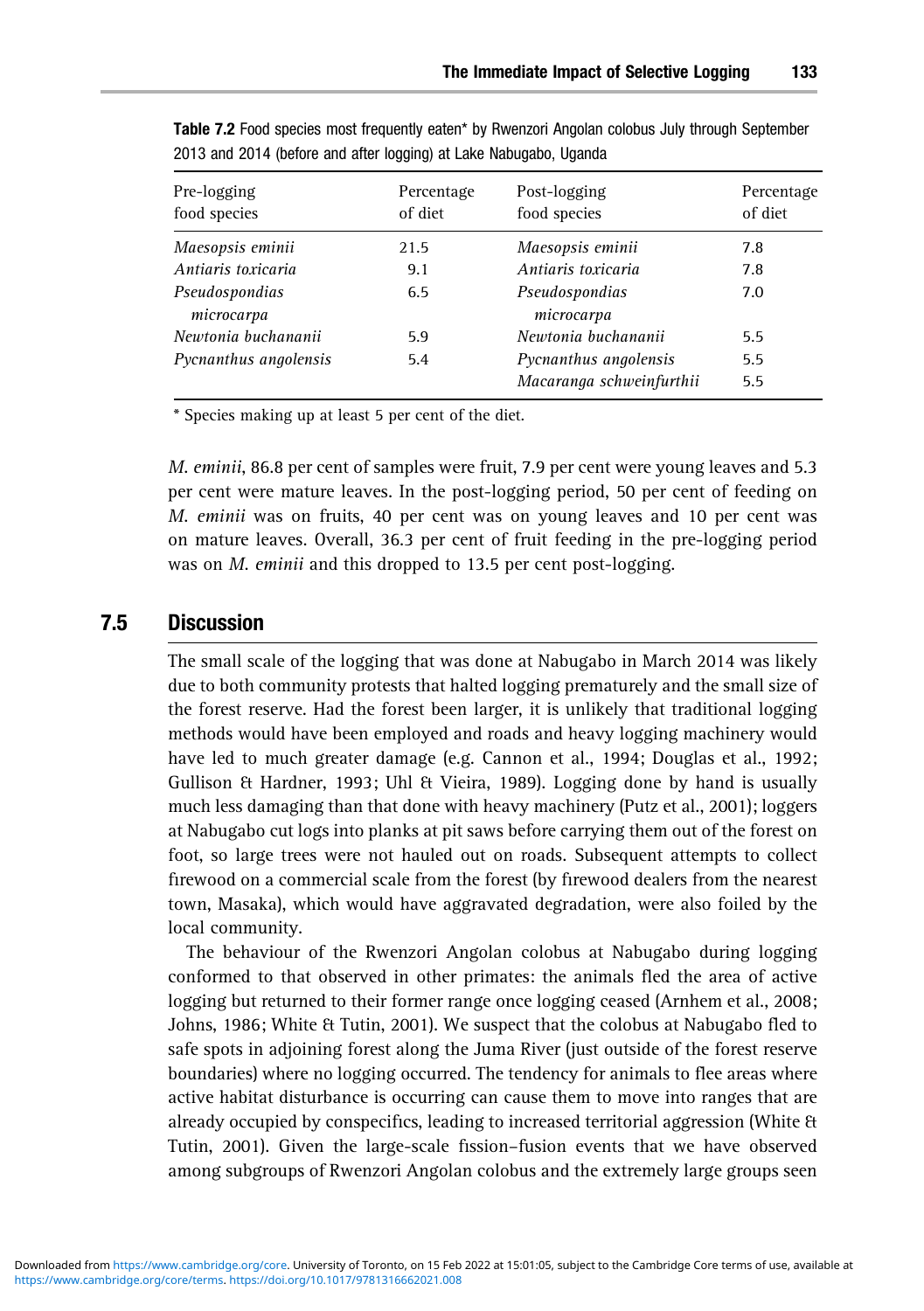**Table 7.2** Food species most frequently eaten* by Rwenzori Angolan colobus July through September 2013 and 2014 (before and after logging) at Lake Nabugabo, Uganda

| Pre-logging food species | Percentage of diet | Post-logging food species | Percentage of diet |
|---|---|---|---|
| *Maesopsis eminii* | 21.5 | *Maesopsis eminii* | 7.8 |
| *Antiaris toxicaria* | 9.1 | *Antiaris toxicaria* | 7.8 |
| *Pseudospondias microcarpa* | 6.5 | *Pseudospondias microcarpa* | 7.0 |
| *Newtonia buchananii* | 5.9 | *Newtonia buchananii* | 5.5 |
| *Pycnanthus angolensis* | 5.4 | *Pycnanthus angolensis* | 5.5 |
| | | *Macaranga schweinfurthii* | 5.5 |

* Species making up at least 5 per cent of the diet.

*M. eminii*, 86.8 per cent of samples were fruit, 7.9 per cent were young leaves and 5.3 per cent were mature leaves. In the post-logging period, 50 per cent of feeding on *M. eminii* was on fruits, 40 per cent was on young leaves and 10 per cent was on mature leaves. Overall, 36.3 per cent of fruit feeding in the pre-logging period was on *M. eminii* and this dropped to 13.5 per cent post-logging.

## 7.5 Discussion

The small scale of the logging that was done at Nabugabo in March 2014 was likely due to both community protests that halted logging prematurely and the small size of the forest reserve. Had the forest been larger, it is unlikely that traditional logging methods would have been employed and roads and heavy logging machinery would have led to much greater damage (e.g. Cannon et al., 1994; Douglas et al., 1992; Gullison & Hardner, 1993; Uhl & Vieira, 1989). Logging done by hand is usually much less damaging than that done with heavy machinery (Putz et al., 2001); loggers at Nabugabo cut logs into planks at pit saws before carrying them out of the forest on foot, so large trees were not hauled out on roads. Subsequent attempts to collect firewood on a commercial scale from the forest (by firewood dealers from the nearest town, Masaka), which would have aggravated degradation, were also foiled by the local community.

The behaviour of the Rwenzori Angolan colobus at Nabugabo during logging conformed to that observed in other primates: the animals fled the area of active logging but returned to their former range once logging ceased (Arnhem et al., 2008; Johns, 1986; White & Tutin, 2001). We suspect that the colobus at Nabugabo fled to safe spots in adjoining forest along the Juma River (just outside of the forest reserve boundaries) where no logging occurred. The tendency for animals to flee areas where active habitat disturbance is occurring can cause them to move into ranges that are already occupied by conspecifics, leading to increased territorial aggression (White & Tutin, 2001). Given the large-scale fission–fusion events that we have observed among subgroups of Rwenzori Angolan colobus and the extremely large groups seen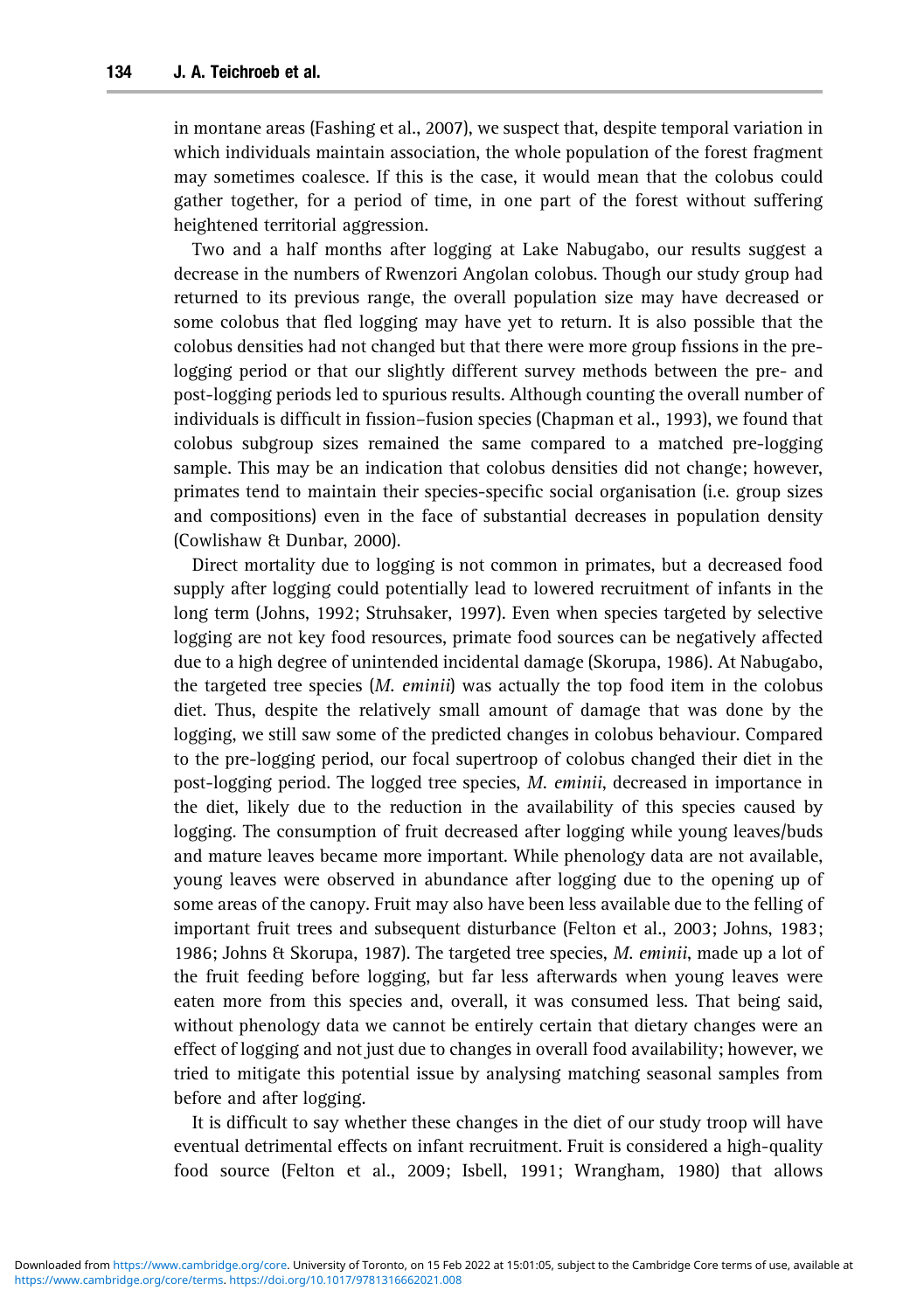in montane areas (Fashing et al., 2007), we suspect that, despite temporal variation in which individuals maintain association, the whole population of the forest fragment may sometimes coalesce. If this is the case, it would mean that the colobus could gather together, for a period of time, in one part of the forest without suffering heightened territorial aggression.

Two and a half months after logging at Lake Nabugabo, our results suggest a decrease in the numbers of Rwenzori Angolan colobus. Though our study group had returned to its previous range, the overall population size may have decreased or some colobus that fled logging may have yet to return. It is also possible that the colobus densities had not changed but that there were more group fissions in the pre-logging period or that our slightly different survey methods between the pre- and post-logging periods led to spurious results. Although counting the overall number of individuals is difficult in fission–fusion species (Chapman et al., 1993), we found that colobus subgroup sizes remained the same compared to a matched pre-logging sample. This may be an indication that colobus densities did not change; however, primates tend to maintain their species-specific social organisation (i.e. group sizes and compositions) even in the face of substantial decreases in population density (Cowlishaw & Dunbar, 2000).

Direct mortality due to logging is not common in primates, but a decreased food supply after logging could potentially lead to lowered recruitment of infants in the long term (Johns, 1992; Struhsaker, 1997). Even when species targeted by selective logging are not key food resources, primate food sources can be negatively affected due to a high degree of unintended incidental damage (Skorupa, 1986). At Nabugabo, the targeted tree species (*M. eminii*) was actually the top food item in the colobus diet. Thus, despite the relatively small amount of damage that was done by the logging, we still saw some of the predicted changes in colobus behaviour. Compared to the pre-logging period, our focal supertroop of colobus changed their diet in the post-logging period. The logged tree species, *M. eminii*, decreased in importance in the diet, likely due to the reduction in the availability of this species caused by logging. The consumption of fruit decreased after logging while young leaves/buds and mature leaves became more important. While phenology data are not available, young leaves were observed in abundance after logging due to the opening up of some areas of the canopy. Fruit may also have been less available due to the felling of important fruit trees and subsequent disturbance (Felton et al., 2003; Johns, 1983; 1986; Johns & Skorupa, 1987). The targeted tree species, *M. eminii*, made up a lot of the fruit feeding before logging, but far less afterwards when young leaves were eaten more from this species and, overall, it was consumed less. That being said, without phenology data we cannot be entirely certain that dietary changes were an effect of logging and not just due to changes in overall food availability; however, we tried to mitigate this potential issue by analysing matching seasonal samples from before and after logging.

It is difficult to say whether these changes in the diet of our study troop will have eventual detrimental effects on infant recruitment. Fruit is considered a high-quality food source (Felton et al., 2009; Isbell, 1991; Wrangham, 1980) that allows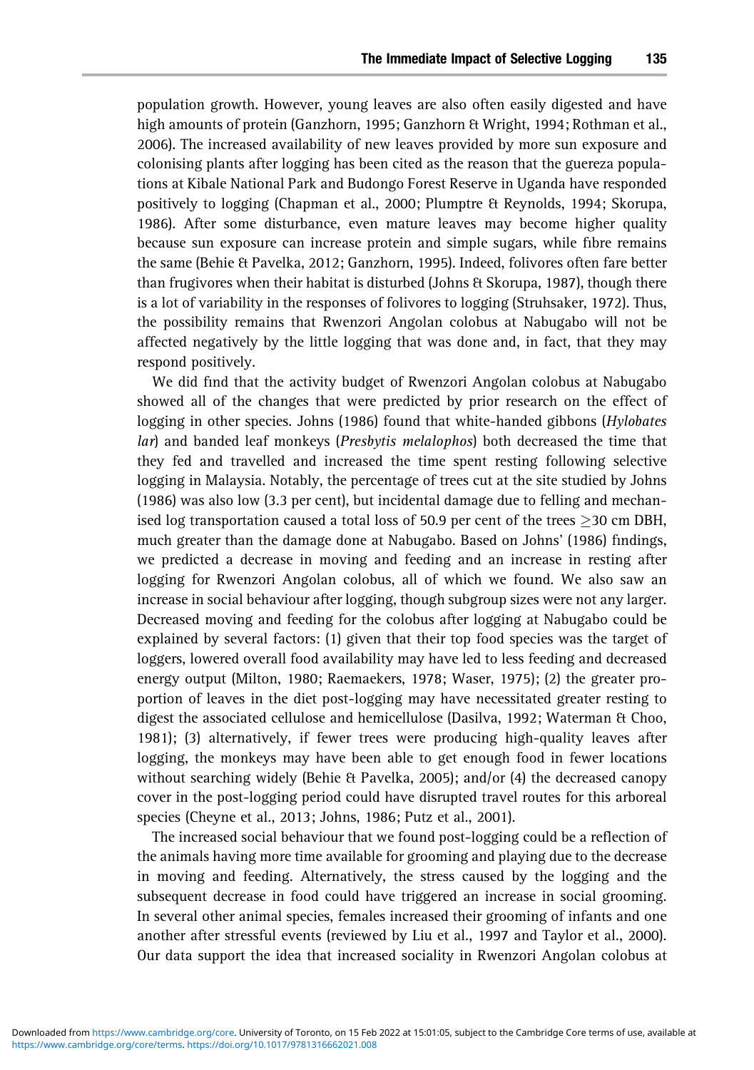population growth. However, young leaves are also often easily digested and have high amounts of protein (Ganzhorn, 1995; Ganzhorn & Wright, 1994; Rothman et al., 2006). The increased availability of new leaves provided by more sun exposure and colonising plants after logging has been cited as the reason that the guereza populations at Kibale National Park and Budongo Forest Reserve in Uganda have responded positively to logging (Chapman et al., 2000; Plumptre & Reynolds, 1994; Skorupa, 1986). After some disturbance, even mature leaves may become higher quality because sun exposure can increase protein and simple sugars, while fibre remains the same (Behie & Pavelka, 2012; Ganzhorn, 1995). Indeed, folivores often fare better than frugivores when their habitat is disturbed (Johns & Skorupa, 1987), though there is a lot of variability in the responses of folivores to logging (Struhsaker, 1972). Thus, the possibility remains that Rwenzori Angolan colobus at Nabugabo will not be affected negatively by the little logging that was done and, in fact, that they may respond positively.

We did find that the activity budget of Rwenzori Angolan colobus at Nabugabo showed all of the changes that were predicted by prior research on the effect of logging in other species. Johns (1986) found that white-handed gibbons (*Hylobates lar*) and banded leaf monkeys (*Presbytis melalophos*) both decreased the time that they fed and travelled and increased the time spent resting following selective logging in Malaysia. Notably, the percentage of trees cut at the site studied by Johns (1986) was also low (3.3 per cent), but incidental damage due to felling and mechanised log transportation caused a total loss of 50.9 per cent of the trees $\geq$30 cm DBH, much greater than the damage done at Nabugabo. Based on Johns' (1986) findings, we predicted a decrease in moving and feeding and an increase in resting after logging for Rwenzori Angolan colobus, all of which we found. We also saw an increase in social behaviour after logging, though subgroup sizes were not any larger. Decreased moving and feeding for the colobus after logging at Nabugabo could be explained by several factors: (1) given that their top food species was the target of loggers, lowered overall food availability may have led to less feeding and decreased energy output (Milton, 1980; Raemaekers, 1978; Waser, 1975); (2) the greater proportion of leaves in the diet post-logging may have necessitated greater resting to digest the associated cellulose and hemicellulose (Dasilva, 1992; Waterman & Choo, 1981); (3) alternatively, if fewer trees were producing high-quality leaves after logging, the monkeys may have been able to get enough food in fewer locations without searching widely (Behie & Pavelka, 2005); and/or (4) the decreased canopy cover in the post-logging period could have disrupted travel routes for this arboreal species (Cheyne et al., 2013; Johns, 1986; Putz et al., 2001).

The increased social behaviour that we found post-logging could be a reflection of the animals having more time available for grooming and playing due to the decrease in moving and feeding. Alternatively, the stress caused by the logging and the subsequent decrease in food could have triggered an increase in social grooming. In several other animal species, females increased their grooming of infants and one another after stressful events (reviewed by Liu et al., 1997 and Taylor et al., 2000). Our data support the idea that increased sociality in Rwenzori Angolan colobus at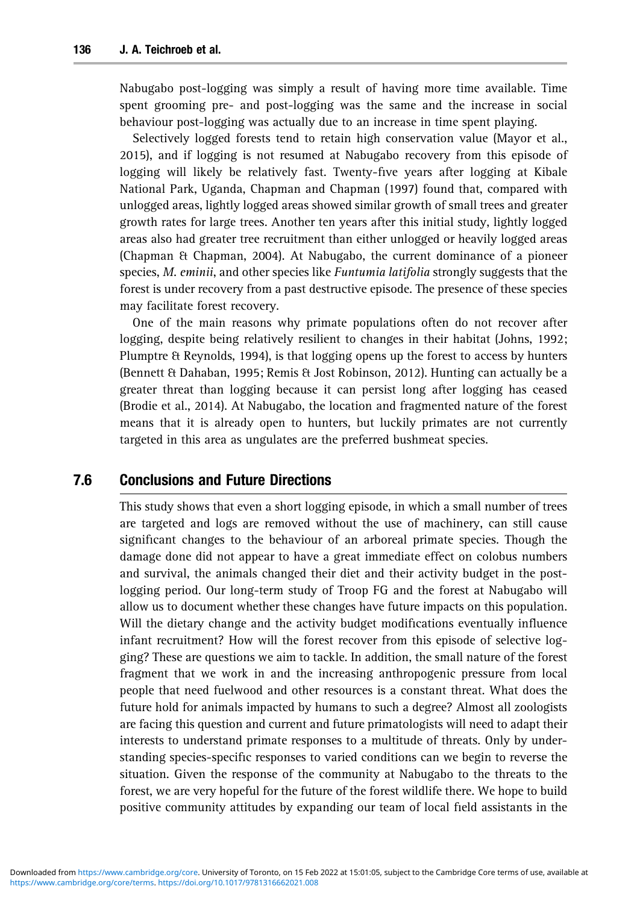Nabugabo post-logging was simply a result of having more time available. Time spent grooming pre- and post-logging was the same and the increase in social behaviour post-logging was actually due to an increase in time spent playing.

Selectively logged forests tend to retain high conservation value (Mayor et al., 2015), and if logging is not resumed at Nabugabo recovery from this episode of logging will likely be relatively fast. Twenty-five years after logging at Kibale National Park, Uganda, Chapman and Chapman (1997) found that, compared with unlogged areas, lightly logged areas showed similar growth of small trees and greater growth rates for large trees. Another ten years after this initial study, lightly logged areas also had greater tree recruitment than either unlogged or heavily logged areas (Chapman & Chapman, 2004). At Nabugabo, the current dominance of a pioneer species, *M. eminii*, and other species like *Funtumia latifolia* strongly suggests that the forest is under recovery from a past destructive episode. The presence of these species may facilitate forest recovery.

One of the main reasons why primate populations often do not recover after logging, despite being relatively resilient to changes in their habitat (Johns, 1992; Plumptre & Reynolds, 1994), is that logging opens up the forest to access by hunters (Bennett & Dahaban, 1995; Remis & Jost Robinson, 2012). Hunting can actually be a greater threat than logging because it can persist long after logging has ceased (Brodie et al., 2014). At Nabugabo, the location and fragmented nature of the forest means that it is already open to hunters, but luckily primates are not currently targeted in this area as ungulates are the preferred bushmeat species.

## 7.6 Conclusions and Future Directions

This study shows that even a short logging episode, in which a small number of trees are targeted and logs are removed without the use of machinery, can still cause significant changes to the behaviour of an arboreal primate species. Though the damage done did not appear to have a great immediate effect on colobus numbers and survival, the animals changed their diet and their activity budget in the post-logging period. Our long-term study of Troop FG and the forest at Nabugabo will allow us to document whether these changes have future impacts on this population. Will the dietary change and the activity budget modifications eventually influence infant recruitment? How will the forest recover from this episode of selective logging? These are questions we aim to tackle. In addition, the small nature of the forest fragment that we work in and the increasing anthropogenic pressure from local people that need fuelwood and other resources is a constant threat. What does the future hold for animals impacted by humans to such a degree? Almost all zoologists are facing this question and current and future primatologists will need to adapt their interests to understand primate responses to a multitude of threats. Only by understanding species-specific responses to varied conditions can we begin to reverse the situation. Given the response of the community at Nabugabo to the threats to the forest, we are very hopeful for the future of the forest wildlife there. We hope to build positive community attitudes by expanding our team of local field assistants in the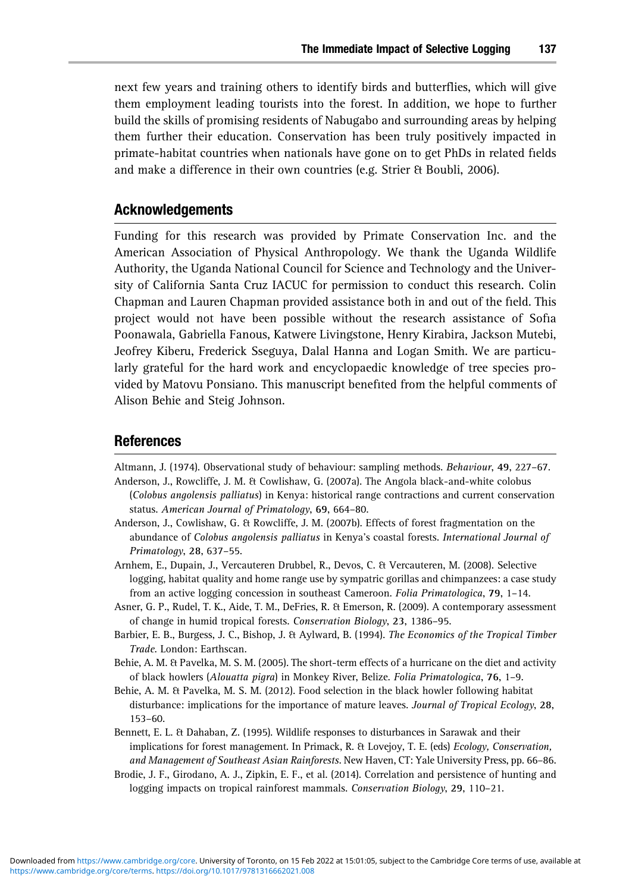next few years and training others to identify birds and butterflies, which will give them employment leading tourists into the forest. In addition, we hope to further build the skills of promising residents of Nabugabo and surrounding areas by helping them further their education. Conservation has been truly positively impacted in primate-habitat countries when nationals have gone on to get PhDs in related fields and make a difference in their own countries (e.g. Strier & Boubli, 2006).

## Acknowledgements

Funding for this research was provided by Primate Conservation Inc. and the American Association of Physical Anthropology. We thank the Uganda Wildlife Authority, the Uganda National Council for Science and Technology and the University of California Santa Cruz IACUC for permission to conduct this research. Colin Chapman and Lauren Chapman provided assistance both in and out of the field. This project would not have been possible without the research assistance of Sofia Poonawala, Gabriella Fanous, Katwere Livingstone, Henry Kirabira, Jackson Mutebi, Jeofrey Kiberu, Frederick Sseguya, Dalal Hanna and Logan Smith. We are particularly grateful for the hard work and encyclopaedic knowledge of tree species provided by Matovu Ponsiano. This manuscript benefited from the helpful comments of Alison Behie and Steig Johnson.

## References

Altmann, J. (1974). Observational study of behaviour: sampling methods. *Behaviour*, **49**, 227–67.

Anderson, J., Rowcliffe, J. M. & Cowlishaw, G. (2007a). The Angola black-and-white colobus (*Colobus angolensis palliatus*) in Kenya: historical range contractions and current conservation status. *American Journal of Primatology*, **69**, 664–80.

Anderson, J., Cowlishaw, G. & Rowcliffe, J. M. (2007b). Effects of forest fragmentation on the abundance of *Colobus angolensis palliatus* in Kenya's coastal forests. *International Journal of Primatology*, **28**, 637–55.

Arnhem, E., Dupain, J., Vercauteren Drubbel, R., Devos, C. & Vercauteren, M. (2008). Selective logging, habitat quality and home range use by sympatric gorillas and chimpanzees: a case study from an active logging concession in southeast Cameroon. *Folia Primatologica*, **79**, 1–14.

Asner, G. P., Rudel, T. K., Aide, T. M., DeFries, R. & Emerson, R. (2009). A contemporary assessment of change in humid tropical forests. *Conservation Biology*, **23**, 1386–95.

Barbier, E. B., Burgess, J. C., Bishop, J. & Aylward, B. (1994). *The Economics of the Tropical Timber Trade*. London: Earthscan.

Behie, A. M. & Pavelka, M. S. M. (2005). The short-term effects of a hurricane on the diet and activity of black howlers (*Alouatta pigra*) in Monkey River, Belize. *Folia Primatologica*, **76**, 1–9.

Behie, A. M. & Pavelka, M. S. M. (2012). Food selection in the black howler following habitat disturbance: implications for the importance of mature leaves. *Journal of Tropical Ecology*, **28**, 153–60.

Bennett, E. L. & Dahaban, Z. (1995). Wildlife responses to disturbances in Sarawak and their implications for forest management. In Primack, R. & Lovejoy, T. E. (eds) *Ecology, Conservation, and Management of Southeast Asian Rainforests*. New Haven, CT: Yale University Press, pp. 66–86.

Brodie, J. F., Girodano, A. J., Zipkin, E. F., et al. (2014). Correlation and persistence of hunting and logging impacts on tropical rainforest mammals. *Conservation Biology*, **29**, 110–21.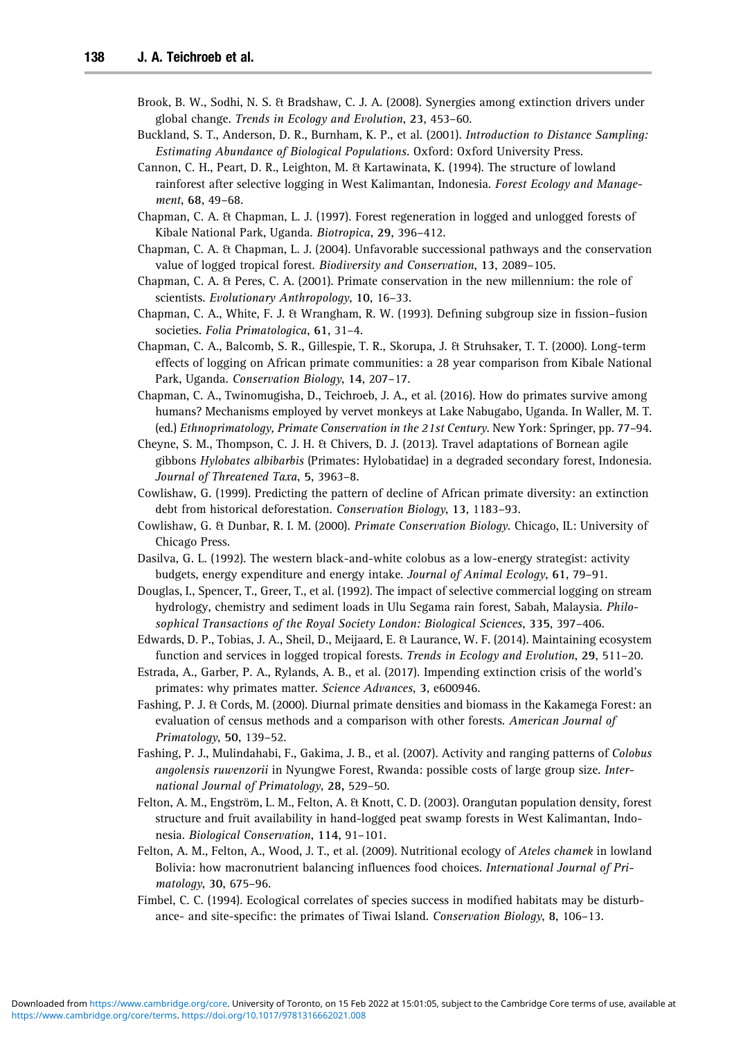Brook, B. W., Sodhi, N. S. & Bradshaw, C. J. A. (2008). Synergies among extinction drivers under global change. *Trends in Ecology and Evolution*, **23**, 453–60.

Buckland, S. T., Anderson, D. R., Burnham, K. P., et al. (2001). *Introduction to Distance Sampling: Estimating Abundance of Biological Populations*. Oxford: Oxford University Press.

Cannon, C. H., Peart, D. R., Leighton, M. & Kartawinata, K. (1994). The structure of lowland rainforest after selective logging in West Kalimantan, Indonesia. *Forest Ecology and Management*, **68**, 49–68.

Chapman, C. A. & Chapman, L. J. (1997). Forest regeneration in logged and unlogged forests of Kibale National Park, Uganda. *Biotropica*, **29**, 396–412.

Chapman, C. A. & Chapman, L. J. (2004). Unfavorable successional pathways and the conservation value of logged tropical forest. *Biodiversity and Conservation*, **13**, 2089–105.

Chapman, C. A. & Peres, C. A. (2001). Primate conservation in the new millennium: the role of scientists. *Evolutionary Anthropology*, **10**, 16–33.

Chapman, C. A., White, F. J. & Wrangham, R. W. (1993). Defining subgroup size in fission–fusion societies. *Folia Primatologica*, **61**, 31–4.

Chapman, C. A., Balcomb, S. R., Gillespie, T. R., Skorupa, J. & Struhsaker, T. T. (2000). Long-term effects of logging on African primate communities: a 28 year comparison from Kibale National Park, Uganda. *Conservation Biology*, **14**, 207–17.

Chapman, C. A., Twinomugisha, D., Teichroeb, J. A., et al. (2016). How do primates survive among humans? Mechanisms employed by vervet monkeys at Lake Nabugabo, Uganda. In Waller, M. T. (ed.) *Ethnoprimatology, Primate Conservation in the 21st Century*. New York: Springer, pp. 77–94.

Cheyne, S. M., Thompson, C. J. H. & Chivers, D. J. (2013). Travel adaptations of Bornean agile gibbons *Hylobates albibarbis* (Primates: Hylobatidae) in a degraded secondary forest, Indonesia. *Journal of Threatened Taxa*, **5**, 3963–8.

Cowlishaw, G. (1999). Predicting the pattern of decline of African primate diversity: an extinction debt from historical deforestation. *Conservation Biology*, **13**, 1183–93.

Cowlishaw, G. & Dunbar, R. I. M. (2000). *Primate Conservation Biology*. Chicago, IL: University of Chicago Press.

Dasilva, G. L. (1992). The western black-and-white colobus as a low-energy strategist: activity budgets, energy expenditure and energy intake. *Journal of Animal Ecology*, **61**, 79–91.

Douglas, I., Spencer, T., Greer, T., et al. (1992). The impact of selective commercial logging on stream hydrology, chemistry and sediment loads in Ulu Segama rain forest, Sabah, Malaysia. *Philosophical Transactions of the Royal Society London: Biological Sciences*, **335**, 397–406.

Edwards, D. P., Tobias, J. A., Sheil, D., Meijaard, E. & Laurance, W. F. (2014). Maintaining ecosystem function and services in logged tropical forests. *Trends in Ecology and Evolution*, **29**, 511–20.

Estrada, A., Garber, P. A., Rylands, A. B., et al. (2017). Impending extinction crisis of the world's primates: why primates matter. *Science Advances*, **3**, e600946.

Fashing, P. J. & Cords, M. (2000). Diurnal primate densities and biomass in the Kakamega Forest: an evaluation of census methods and a comparison with other forests. *American Journal of Primatology*, **50**, 139–52.

Fashing, P. J., Mulindahabi, F., Gakima, J. B., et al. (2007). Activity and ranging patterns of *Colobus angolensis ruwenzorii* in Nyungwe Forest, Rwanda: possible costs of large group size. *International Journal of Primatology*, **28**, 529–50.

Felton, A. M., Engström, L. M., Felton, A. & Knott, C. D. (2003). Orangutan population density, forest structure and fruit availability in hand-logged peat swamp forests in West Kalimantan, Indonesia. *Biological Conservation*, **114**, 91–101.

Felton, A. M., Felton, A., Wood, J. T., et al. (2009). Nutritional ecology of *Ateles chamek* in lowland Bolivia: how macronutrient balancing influences food choices. *International Journal of Primatology*, **30**, 675–96.

Fimbel, C. C. (1994). Ecological correlates of species success in modified habitats may be disturbance- and site-specific: the primates of Tiwai Island. *Conservation Biology*, **8**, 106–13.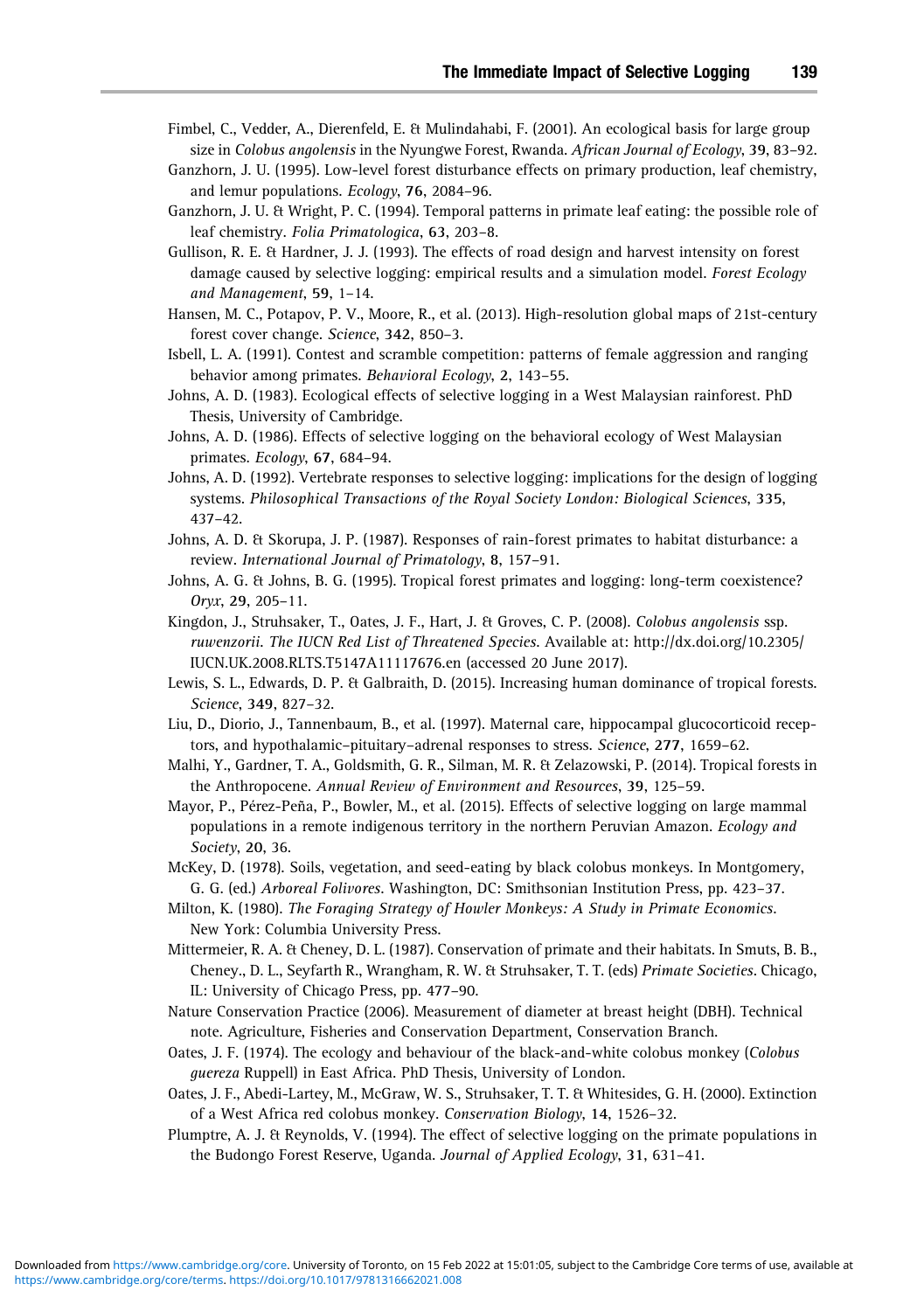Fimbel, C., Vedder, A., Dierenfeld, E. & Mulindahabi, F. (2001). An ecological basis for large group size in *Colobus angolensis* in the Nyungwe Forest, Rwanda. *African Journal of Ecology*, **39**, 83–92.

Ganzhorn, J. U. (1995). Low-level forest disturbance effects on primary production, leaf chemistry, and lemur populations. *Ecology*, **76**, 2084–96.

Ganzhorn, J. U. & Wright, P. C. (1994). Temporal patterns in primate leaf eating: the possible role of leaf chemistry. *Folia Primatologica*, **63**, 203–8.

Gullison, R. E. & Hardner, J. J. (1993). The effects of road design and harvest intensity on forest damage caused by selective logging: empirical results and a simulation model. *Forest Ecology and Management*, **59**, 1–14.

Hansen, M. C., Potapov, P. V., Moore, R., et al. (2013). High-resolution global maps of 21st-century forest cover change. *Science*, **342**, 850–3.

Isbell, L. A. (1991). Contest and scramble competition: patterns of female aggression and ranging behavior among primates. *Behavioral Ecology*, **2**, 143–55.

Johns, A. D. (1983). Ecological effects of selective logging in a West Malaysian rainforest. PhD Thesis, University of Cambridge.

Johns, A. D. (1986). Effects of selective logging on the behavioral ecology of West Malaysian primates. *Ecology*, **67**, 684–94.

Johns, A. D. (1992). Vertebrate responses to selective logging: implications for the design of logging systems. *Philosophical Transactions of the Royal Society London: Biological Sciences*, **335**, 437–42.

Johns, A. D. & Skorupa, J. P. (1987). Responses of rain-forest primates to habitat disturbance: a review. *International Journal of Primatology*, **8**, 157–91.

Johns, A. G. & Johns, B. G. (1995). Tropical forest primates and logging: long-term coexistence? *Oryx*, **29**, 205–11.

Kingdon, J., Struhsaker, T., Oates, J. F., Hart, J. & Groves, C. P. (2008). *Colobus angolensis* ssp. *ruwenzorii. The IUCN Red List of Threatened Species.* Available at: http://dx.doi.org/10.2305/IUCN.UK.2008.RLTS.T5147A11117676.en (accessed 20 June 2017).

Lewis, S. L., Edwards, D. P. & Galbraith, D. (2015). Increasing human dominance of tropical forests. *Science*, **349**, 827–32.

Liu, D., Diorio, J., Tannenbaum, B., et al. (1997). Maternal care, hippocampal glucocorticoid receptors, and hypothalamic–pituitary–adrenal responses to stress. *Science*, **277**, 1659–62.

Malhi, Y., Gardner, T. A., Goldsmith, G. R., Silman, M. R. & Zelazowski, P. (2014). Tropical forests in the Anthropocene. *Annual Review of Environment and Resources*, **39**, 125–59.

Mayor, P., Pérez-Peña, P., Bowler, M., et al. (2015). Effects of selective logging on large mammal populations in a remote indigenous territory in the northern Peruvian Amazon. *Ecology and Society*, **20**, 36.

McKey, D. (1978). Soils, vegetation, and seed-eating by black colobus monkeys. In Montgomery, G. G. (ed.) *Arboreal Folivores*. Washington, DC: Smithsonian Institution Press, pp. 423–37.

Milton, K. (1980). *The Foraging Strategy of Howler Monkeys: A Study in Primate Economics*. New York: Columbia University Press.

Mittermeier, R. A. & Cheney, D. L. (1987). Conservation of primate and their habitats. In Smuts, B. B., Cheney., D. L., Seyfarth R., Wrangham, R. W. & Struhsaker, T. T. (eds) *Primate Societies*. Chicago, IL: University of Chicago Press, pp. 477–90.

Nature Conservation Practice (2006). Measurement of diameter at breast height (DBH). Technical note. Agriculture, Fisheries and Conservation Department, Conservation Branch.

Oates, J. F. (1974). The ecology and behaviour of the black-and-white colobus monkey (*Colobus guereza* Ruppell) in East Africa. PhD Thesis, University of London.

Oates, J. F., Abedi-Lartey, M., McGraw, W. S., Struhsaker, T. T. & Whitesides, G. H. (2000). Extinction of a West Africa red colobus monkey. *Conservation Biology*, **14**, 1526–32.

Plumptre, A. J. & Reynolds, V. (1994). The effect of selective logging on the primate populations in the Budongo Forest Reserve, Uganda. *Journal of Applied Ecology*, **31**, 631–41.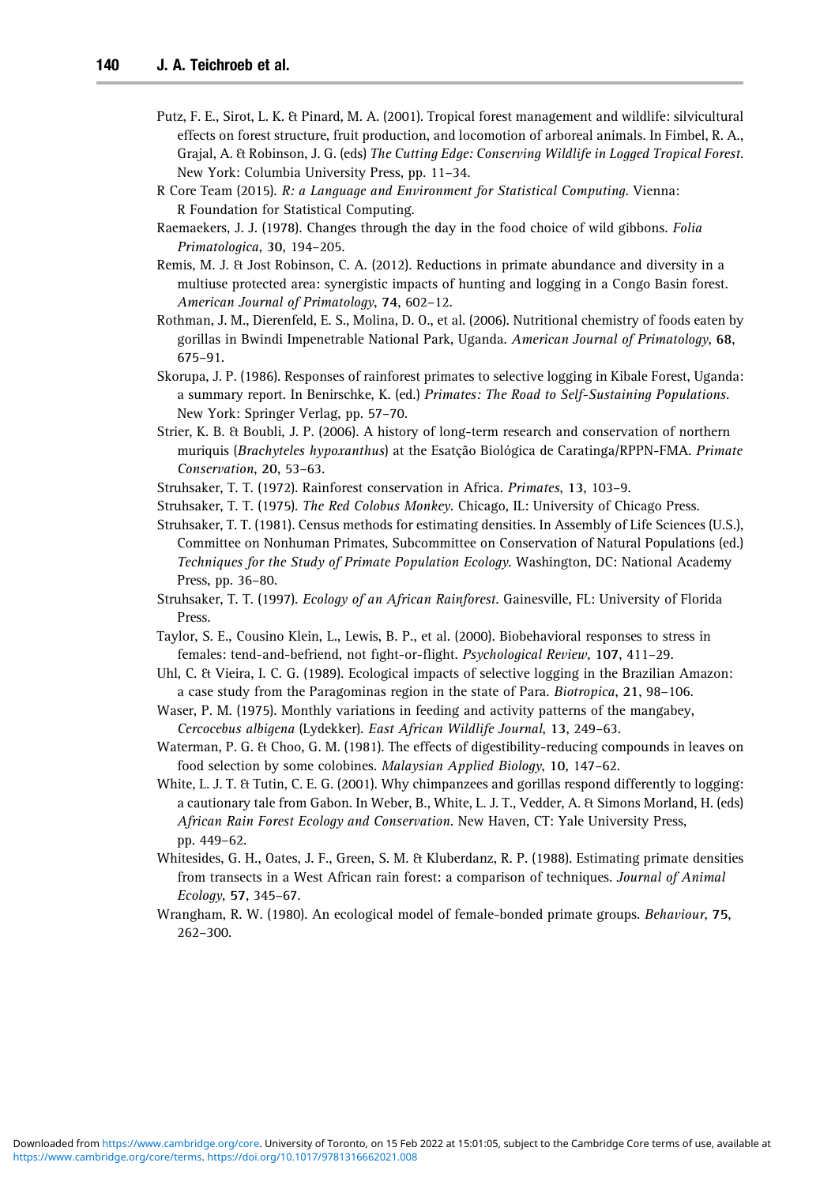Putz, F. E., Sirot, L. K. & Pinard, M. A. (2001). Tropical forest management and wildlife: silvicultural effects on forest structure, fruit production, and locomotion of arboreal animals. In Fimbel, R. A., Grajal, A. & Robinson, J. G. (eds) *The Cutting Edge: Conserving Wildlife in Logged Tropical Forest*. New York: Columbia University Press, pp. 11–34.

R Core Team (2015). *R: a Language and Environment for Statistical Computing*. Vienna: R Foundation for Statistical Computing.

Raemaekers, J. J. (1978). Changes through the day in the food choice of wild gibbons. *Folia Primatologica*, **30**, 194–205.

Remis, M. J. & Jost Robinson, C. A. (2012). Reductions in primate abundance and diversity in a multiuse protected area: synergistic impacts of hunting and logging in a Congo Basin forest. *American Journal of Primatology*, **74**, 602–12.

Rothman, J. M., Dierenfeld, E. S., Molina, D. O., et al. (2006). Nutritional chemistry of foods eaten by gorillas in Bwindi Impenetrable National Park, Uganda. *American Journal of Primatology*, **68**, 675–91.

Skorupa, J. P. (1986). Responses of rainforest primates to selective logging in Kibale Forest, Uganda: a summary report. In Benirschke, K. (ed.) *Primates: The Road to Self-Sustaining Populations*. New York: Springer Verlag, pp. 57–70.

Strier, K. B. & Boubli, J. P. (2006). A history of long-term research and conservation of northern muriquis (*Brachyteles hypoxanthus*) at the Esatção Biológica de Caratinga/RPPN-FMA. *Primate Conservation*, **20**, 53–63.

Struhsaker, T. T. (1972). Rainforest conservation in Africa. *Primates*, **13**, 103–9.

Struhsaker, T. T. (1975). *The Red Colobus Monkey*. Chicago, IL: University of Chicago Press.

Struhsaker, T. T. (1981). Census methods for estimating densities. In Assembly of Life Sciences (U.S.), Committee on Nonhuman Primates, Subcommittee on Conservation of Natural Populations (ed.) *Techniques for the Study of Primate Population Ecology*. Washington, DC: National Academy Press, pp. 36–80.

Struhsaker, T. T. (1997). *Ecology of an African Rainforest*. Gainesville, FL: University of Florida Press.

Taylor, S. E., Cousino Klein, L., Lewis, B. P., et al. (2000). Biobehavioral responses to stress in females: tend-and-befriend, not fight-or-flight. *Psychological Review*, **107**, 411–29.

Uhl, C. & Vieira, I. C. G. (1989). Ecological impacts of selective logging in the Brazilian Amazon: a case study from the Paragominas region in the state of Para. *Biotropica*, **21**, 98–106.

Waser, P. M. (1975). Monthly variations in feeding and activity patterns of the mangabey, *Cercocebus albigena* (Lydekker). *East African Wildlife Journal*, **13**, 249–63.

Waterman, P. G. & Choo, G. M. (1981). The effects of digestibility-reducing compounds in leaves on food selection by some colobines. *Malaysian Applied Biology*, **10**, 147–62.

White, L. J. T. & Tutin, C. E. G. (2001). Why chimpanzees and gorillas respond differently to logging: a cautionary tale from Gabon. In Weber, B., White, L. J. T., Vedder, A. & Simons Morland, H. (eds) *African Rain Forest Ecology and Conservation*. New Haven, CT: Yale University Press, pp. 449–62.

Whitesides, G. H., Oates, J. F., Green, S. M. & Kluberdanz, R. P. (1988). Estimating primate densities from transects in a West African rain forest: a comparison of techniques. *Journal of Animal Ecology*, **57**, 345–67.

Wrangham, R. W. (1980). An ecological model of female-bonded primate groups. *Behaviour*, **75**, 262–300.